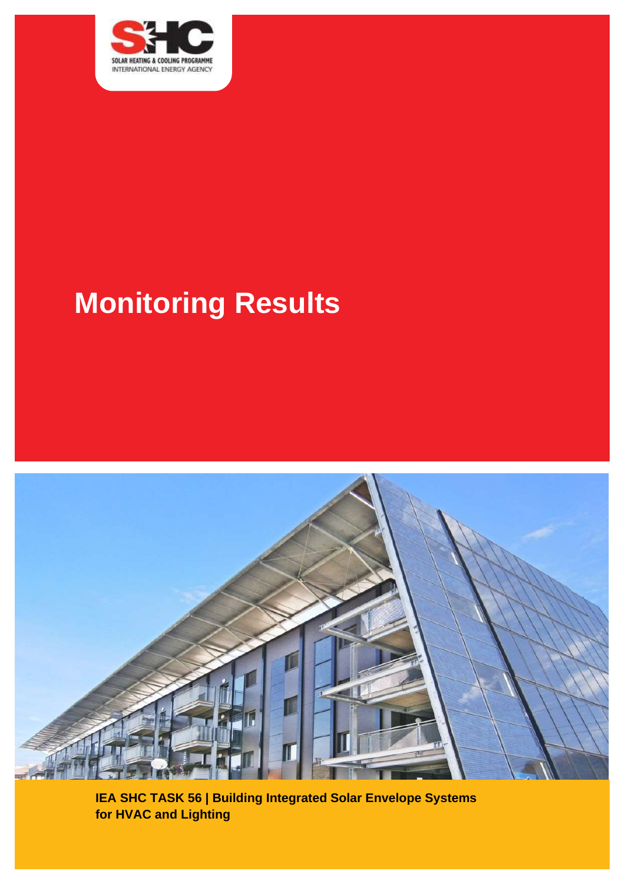SOLAR HEATING & COOLING PROGRAMME
INTERNATIONAL ENERGY AGENCY

# Monitoring Results

**IEA SHC TASK 56 | Building Integrated Solar Envelope Systems for HVAC and Lighting**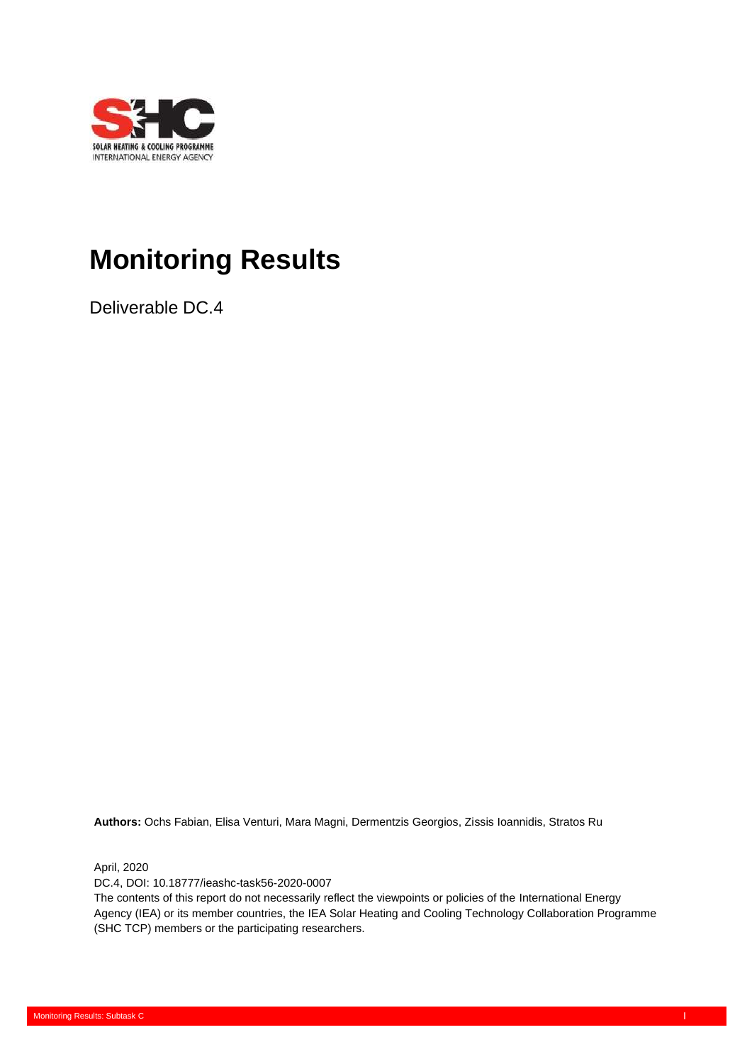# Monitoring Results

Deliverable DC.4

**Authors:** Ochs Fabian, Elisa Venturi, Mara Magni, Dermentzis Georgios, Zissis Ioannidis, Stratos Ru

April, 2020

DC.4, DOI: 10.18777/ieashc-task56-2020-0007

The contents of this report do not necessarily reflect the viewpoints or policies of the International Energy Agency (IEA) or its member countries, the IEA Solar Heating and Cooling Technology Collaboration Programme (SHC TCP) members or the participating researchers.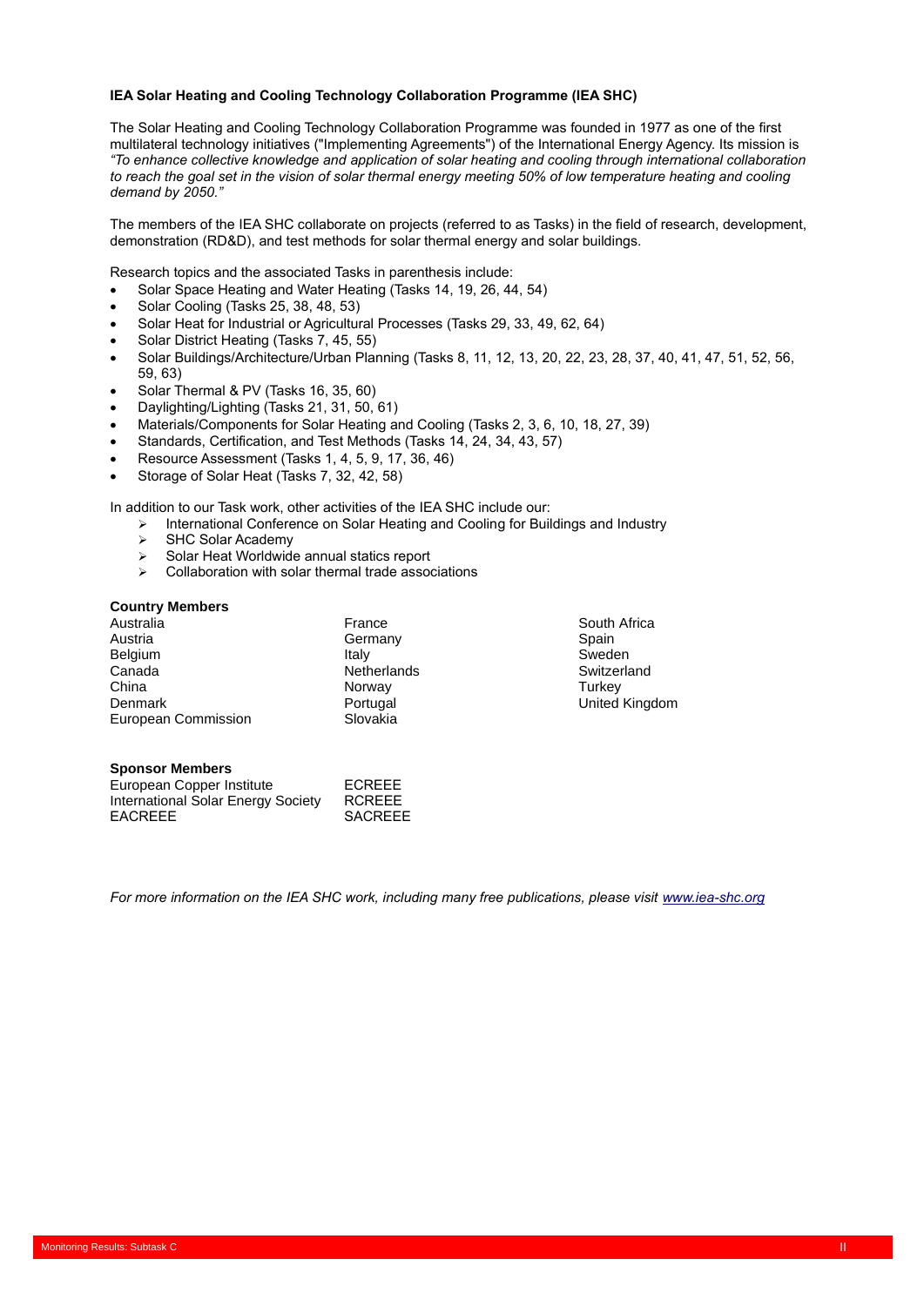**IEA Solar Heating and Cooling Technology Collaboration Programme (IEA SHC)**

The Solar Heating and Cooling Technology Collaboration Programme was founded in 1977 as one of the first multilateral technology initiatives ("Implementing Agreements") of the International Energy Agency. Its mission is *"To enhance collective knowledge and application of solar heating and cooling through international collaboration to reach the goal set in the vision of solar thermal energy meeting 50% of low temperature heating and cooling demand by 2050."*

The members of the IEA SHC collaborate on projects (referred to as Tasks) in the field of research, development, demonstration (RD&D), and test methods for solar thermal energy and solar buildings.

Research topics and the associated Tasks in parenthesis include:

- Solar Space Heating and Water Heating (Tasks 14, 19, 26, 44, 54)
- Solar Cooling (Tasks 25, 38, 48, 53)
- Solar Heat for Industrial or Agricultural Processes (Tasks 29, 33, 49, 62, 64)
- Solar District Heating (Tasks 7, 45, 55)
- Solar Buildings/Architecture/Urban Planning (Tasks 8, 11, 12, 13, 20, 22, 23, 28, 37, 40, 41, 47, 51, 52, 56, 59, 63)
- Solar Thermal & PV (Tasks 16, 35, 60)
- Daylighting/Lighting (Tasks 21, 31, 50, 61)
- Materials/Components for Solar Heating and Cooling (Tasks 2, 3, 6, 10, 18, 27, 39)
- Standards, Certification, and Test Methods (Tasks 14, 24, 34, 43, 57)
- Resource Assessment (Tasks 1, 4, 5, 9, 17, 36, 46)
- Storage of Solar Heat (Tasks 7, 32, 42, 58)

In addition to our Task work, other activities of the IEA SHC include our:

- International Conference on Solar Heating and Cooling for Buildings and Industry
- SHC Solar Academy
- Solar Heat Worldwide annual statics report
- Collaboration with solar thermal trade associations

**Country Members**

Australia
Austria
Belgium
Canada
China
Denmark
European Commission
France
Germany
Italy
Netherlands
Norway
Portugal
Slovakia
South Africa
Spain
Sweden
Switzerland
Turkey
United Kingdom

**Sponsor Members**

European Copper Institute
International Solar Energy Society
EACREEE
ECREEE
RCREEE
SACREEE

*For more information on the IEA SHC work, including many free publications, please visit [www.iea-shc.org](www.iea-shc.org)*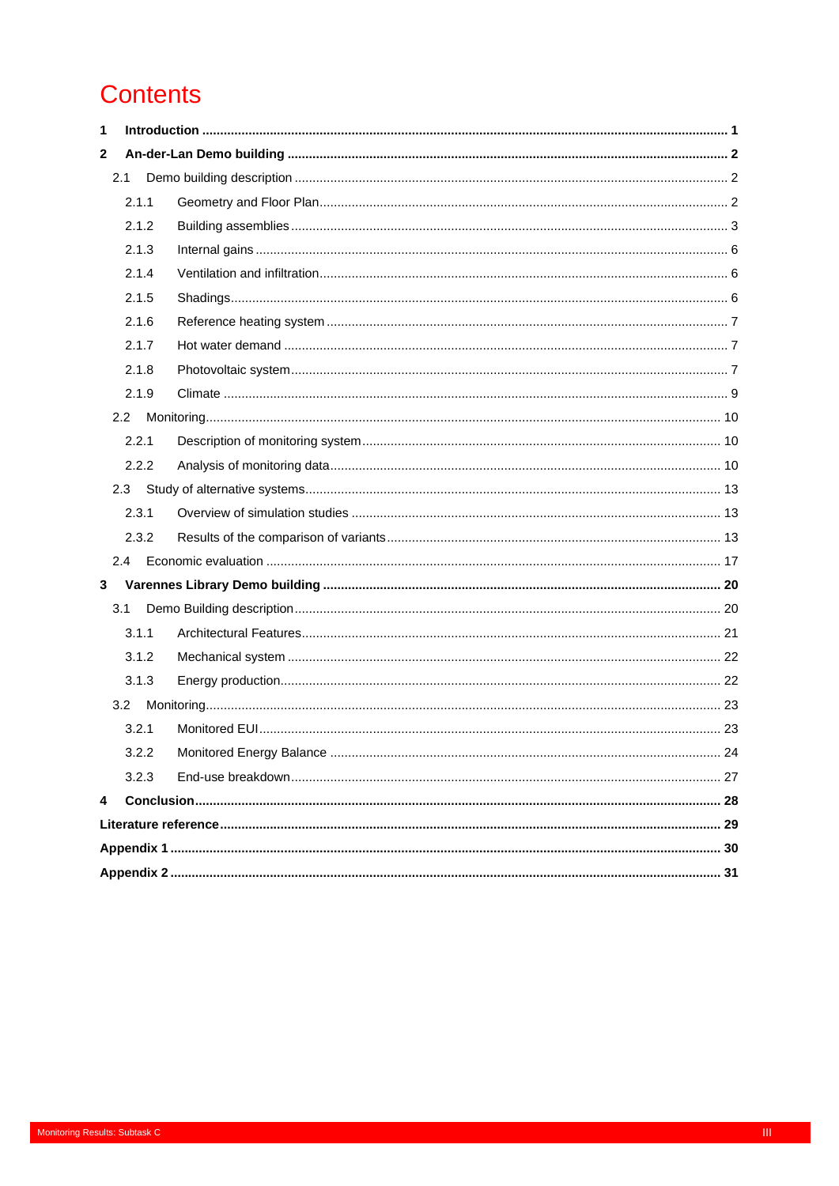# Contents

**1 Introduction ... 1**

**2 An-der-Lan Demo building ... 2**

- 2.1 Demo building description ... 2
  - 2.1.1 Geometry and Floor Plan ... 2
  - 2.1.2 Building assemblies ... 3
  - 2.1.3 Internal gains ... 6
  - 2.1.4 Ventilation and infiltration ... 6
  - 2.1.5 Shadings ... 6
  - 2.1.6 Reference heating system ... 7
  - 2.1.7 Hot water demand ... 7
  - 2.1.8 Photovoltaic system ... 7
  - 2.1.9 Climate ... 9
- 2.2 Monitoring ... 10
  - 2.2.1 Description of monitoring system ... 10
  - 2.2.2 Analysis of monitoring data ... 10
- 2.3 Study of alternative systems ... 13
  - 2.3.1 Overview of simulation studies ... 13
  - 2.3.2 Results of the comparison of variants ... 13
- 2.4 Economic evaluation ... 17

**3 Varennes Library Demo building ... 20**

- 3.1 Demo Building description ... 20
  - 3.1.1 Architectural Features ... 21
  - 3.1.2 Mechanical system ... 22
  - 3.1.3 Energy production ... 22
- 3.2 Monitoring ... 23
  - 3.2.1 Monitored EUI ... 23
  - 3.2.2 Monitored Energy Balance ... 24
  - 3.2.3 End-use breakdown ... 27

**4 Conclusion ... 28**

**Literature reference ... 29**

**Appendix 1 ... 30**

**Appendix 2 ... 31**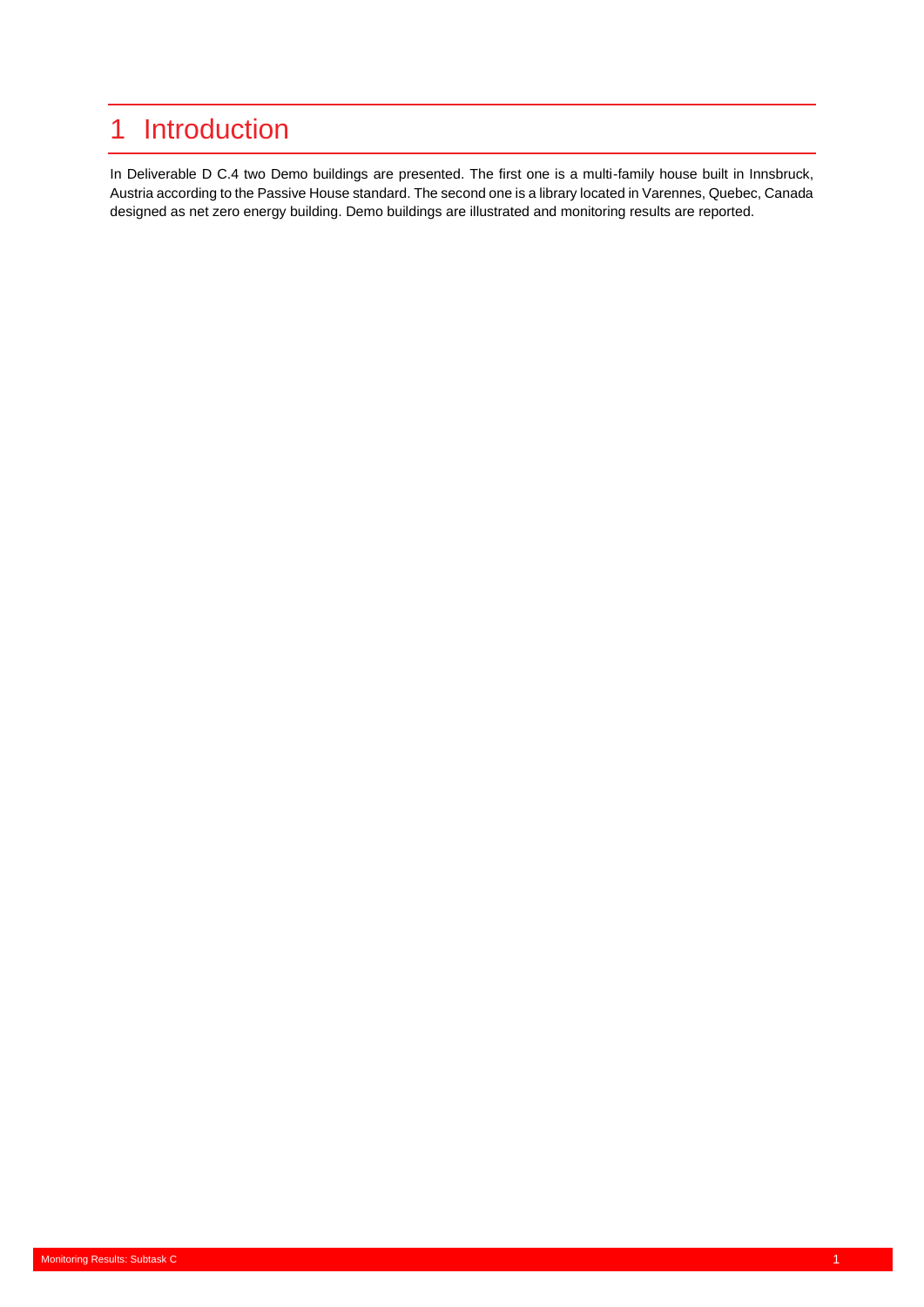# 1 Introduction

In Deliverable D C.4 two Demo buildings are presented. The first one is a multi-family house built in Innsbruck, Austria according to the Passive House standard. The second one is a library located in Varennes, Quebec, Canada designed as net zero energy building. Demo buildings are illustrated and monitoring results are reported.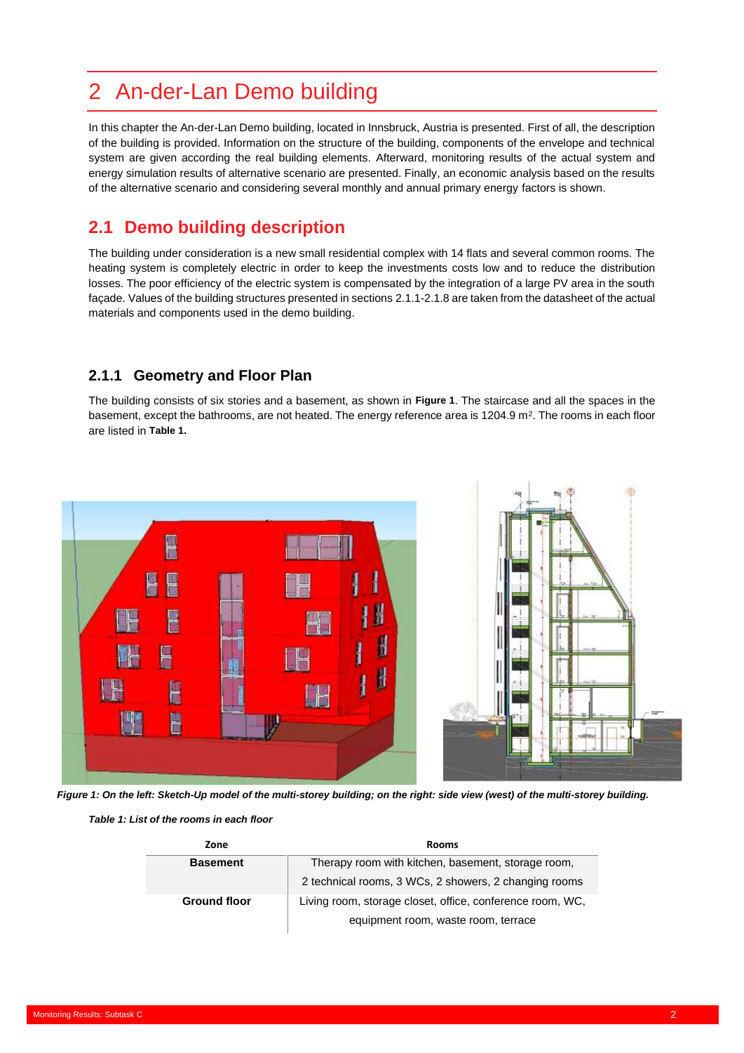# 2 An-der-Lan Demo building

In this chapter the An-der-Lan Demo building, located in Innsbruck, Austria is presented. First of all, the description of the building is provided. Information on the structure of the building, components of the envelope and technical system are given according the real building elements. Afterward, monitoring results of the actual system and energy simulation results of alternative scenario are presented. Finally, an economic analysis based on the results of the alternative scenario and considering several monthly and annual primary energy factors is shown.

## 2.1 Demo building description

The building under consideration is a new small residential complex with 14 flats and several common rooms. The heating system is completely electric in order to keep the investments costs low and to reduce the distribution losses. The poor efficiency of the electric system is compensated by the integration of a large PV area in the south façade. Values of the building structures presented in sections 2.1.1-2.1.8 are taken from the datasheet of the actual materials and components used in the demo building.

### 2.1.1 Geometry and Floor Plan

The building consists of six stories and a basement, as shown in **Figure 1**. The staircase and all the spaces in the basement, except the bathrooms, are not heated. The energy reference area is 1204.9 m$^2$. The rooms in each floor are listed in **Table 1.**

*Figure 1: On the left: Sketch-Up model of the multi-storey building; on the right: side view (west) of the multi-storey building.*

*Table 1: List of the rooms in each floor*

| Zone | Rooms |
|---|---|
| **Basement** | Therapy room with kitchen, basement, storage room, 2 technical rooms, 3 WCs, 2 showers, 2 changing rooms |
| **Ground floor** | Living room, storage closet, office, conference room, WC, equipment room, waste room, terrace |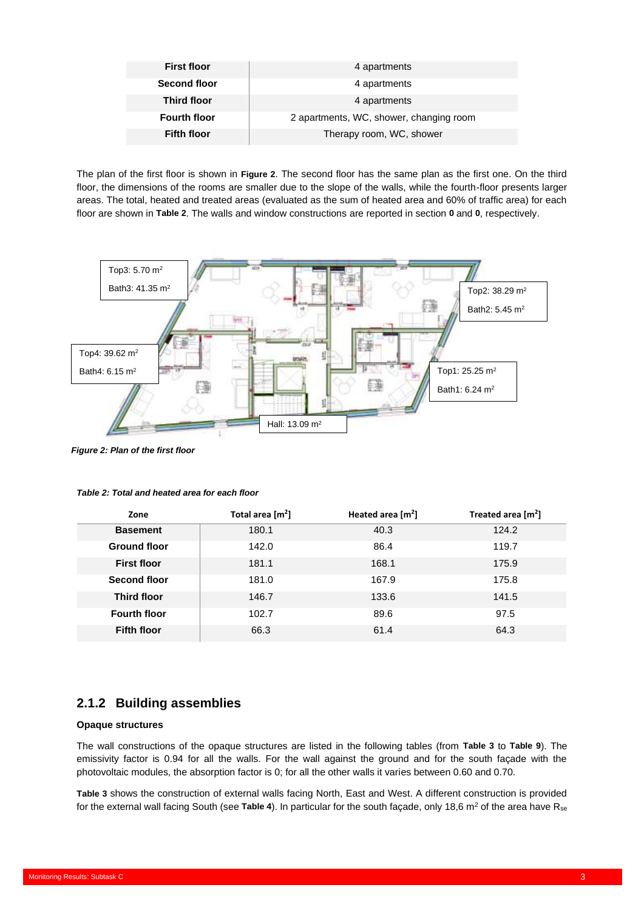| First floor | 4 apartments |
|---|---|
| Second floor | 4 apartments |
| Third floor | 4 apartments |
| Fourth floor | 2 apartments, WC, shower, changing room |
| Fifth floor | Therapy room, WC, shower |

The plan of the first floor is shown in **Figure 2**. The second floor has the same plan as the first one. On the third floor, the dimensions of the rooms are smaller due to the slope of the walls, while the fourth-floor presents larger areas. The total, heated and treated areas (evaluated as the sum of heated area and 60% of traffic area) for each floor are shown in **Table 2**. The walls and window constructions are reported in section **0** and **0**, respectively.

Top3: 5.70 $m^2$
Bath3: 41.35 $m^2$

Top2: 38.29 $m^2$
Bath2: 5.45 $m^2$

Top4: 39.62 $m^2$
Bath4: 6.15 $m^2$

Top1: 25.25 $m^2$
Bath1: 6.24 $m^2$

Hall: 13.09 $m^2$

*Figure 2: Plan of the first floor*

*Table 2: Total and heated area for each floor*

| Zone | Total area [$m^2$] | Heated area [$m^2$] | Treated area [$m^2$] |
|---|---|---|---|
| **Basement** | 180.1 | 40.3 | 124.2 |
| **Ground floor** | 142.0 | 86.4 | 119.7 |
| **First floor** | 181.1 | 168.1 | 175.9 |
| **Second floor** | 181.0 | 167.9 | 175.8 |
| **Third floor** | 146.7 | 133.6 | 141.5 |
| **Fourth floor** | 102.7 | 89.6 | 97.5 |
| **Fifth floor** | 66.3 | 61.4 | 64.3 |

## 2.1.2 Building assemblies

**Opaque structures**

The wall constructions of the opaque structures are listed in the following tables (from **Table 3** to **Table 9**). The emissivity factor is 0.94 for all the walls. For the wall against the ground and for the south façade with the photovoltaic modules, the absorption factor is 0; for all the other walls it varies between 0.60 and 0.70.

**Table 3** shows the construction of external walls facing North, East and West. A different construction is provided for the external wall facing South (see **Table 4**). In particular for the south façade, only 18,6 $m^2$ of the area have $R_{se}$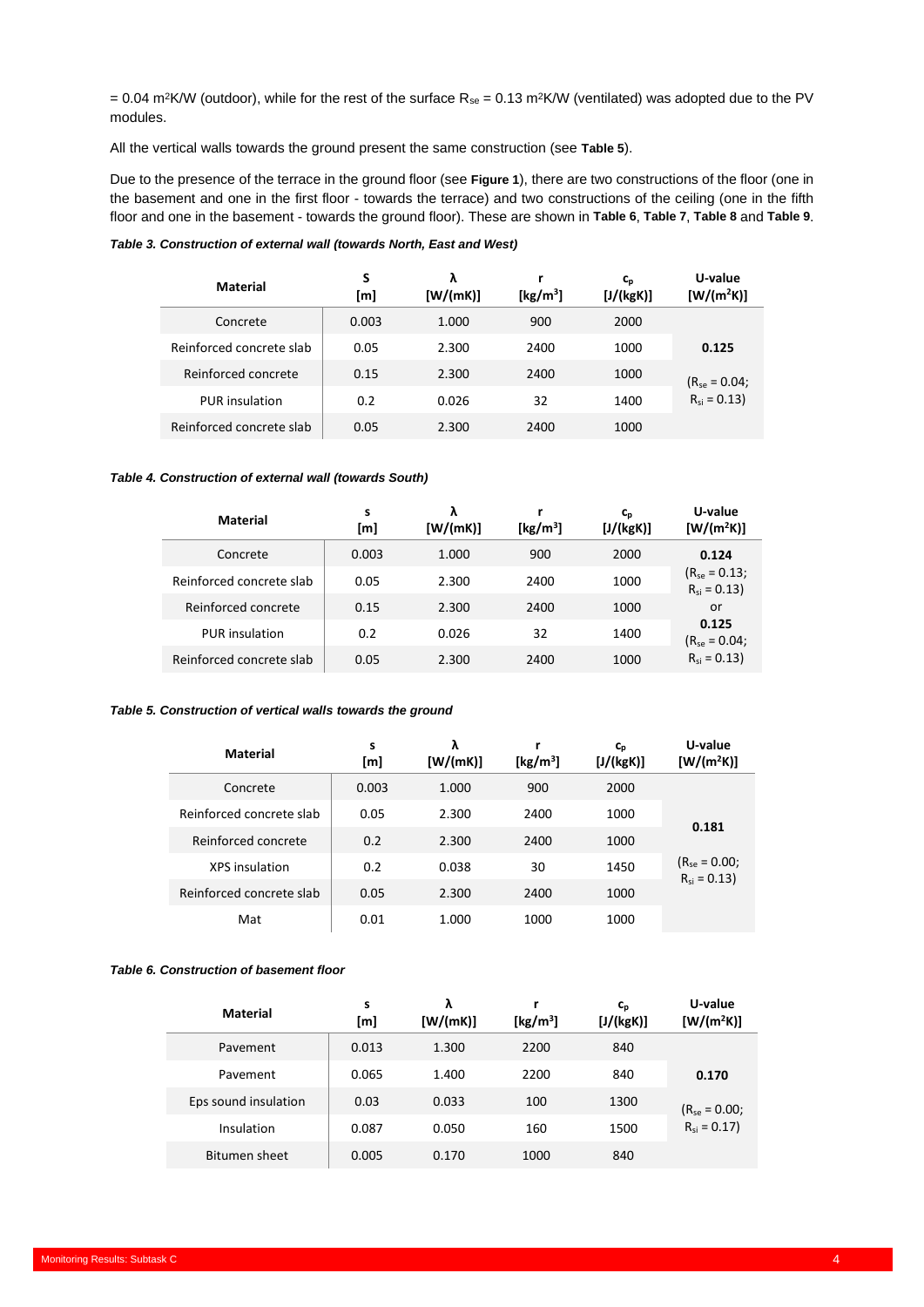= 0.04 m²K/W (outdoor), while for the rest of the surface $R_{se}$ = 0.13 m²K/W (ventilated) was adopted due to the PV modules.

All the vertical walls towards the ground present the same construction (see **Table 5**).

Due to the presence of the terrace in the ground floor (see **Figure 1**), there are two constructions of the floor (one in the basement and one in the first floor - towards the terrace) and two constructions of the ceiling (one in the fifth floor and one in the basement - towards the ground floor). These are shown in **Table 6**, **Table 7**, **Table 8** and **Table 9**.

***Table 3. Construction of external wall (towards North, East and West)***

| Material | S [m] | λ [W/(mK)] | r [kg/m³] | $c_p$ [J/(kgK)] | U-value [W/(m²K)] |
|---|---|---|---|---|---|
| Concrete | 0.003 | 1.000 | 900 | 2000 | **0.125** ($R_{se}$ = 0.04; $R_{si}$ = 0.13) |
| Reinforced concrete slab | 0.05 | 2.300 | 2400 | 1000 | |
| Reinforced concrete | 0.15 | 2.300 | 2400 | 1000 | |
| PUR insulation | 0.2 | 0.026 | 32 | 1400 | |
| Reinforced concrete slab | 0.05 | 2.300 | 2400 | 1000 | |

***Table 4. Construction of external wall (towards South)***

| Material | s [m] | λ [W/(mK)] | r [kg/m³] | $c_p$ [J/(kgK)] | U-value [W/(m²K)] |
|---|---|---|---|---|---|
| Concrete | 0.003 | 1.000 | 900 | 2000 | **0.124** ($R_{se}$ = 0.13; $R_{si}$ = 0.13) or **0.125** ($R_{se}$ = 0.04; $R_{si}$ = 0.13) |
| Reinforced concrete slab | 0.05 | 2.300 | 2400 | 1000 | |
| Reinforced concrete | 0.15 | 2.300 | 2400 | 1000 | |
| PUR insulation | 0.2 | 0.026 | 32 | 1400 | |
| Reinforced concrete slab | 0.05 | 2.300 | 2400 | 1000 | |

***Table 5. Construction of vertical walls towards the ground***

| Material | s [m] | λ [W/(mK)] | r [kg/m³] | $c_p$ [J/(kgK)] | U-value [W/(m²K)] |
|---|---|---|---|---|---|
| Concrete | 0.003 | 1.000 | 900 | 2000 | **0.181** ($R_{se}$ = 0.00; $R_{si}$ = 0.13) |
| Reinforced concrete slab | 0.05 | 2.300 | 2400 | 1000 | |
| Reinforced concrete | 0.2 | 2.300 | 2400 | 1000 | |
| XPS insulation | 0.2 | 0.038 | 30 | 1450 | |
| Reinforced concrete slab | 0.05 | 2.300 | 2400 | 1000 | |
| Mat | 0.01 | 1.000 | 1000 | 1000 | |

***Table 6. Construction of basement floor***

| Material | s [m] | λ [W/(mK)] | r [kg/m³] | $c_p$ [J/(kgK)] | U-value [W/(m²K)] |
|---|---|---|---|---|---|
| Pavement | 0.013 | 1.300 | 2200 | 840 | **0.170** ($R_{se}$ = 0.00; $R_{si}$ = 0.17) |
| Pavement | 0.065 | 1.400 | 2200 | 840 | |
| Eps sound insulation | 0.03 | 0.033 | 100 | 1300 | |
| Insulation | 0.087 | 0.050 | 160 | 1500 | |
| Bitumen sheet | 0.005 | 0.170 | 1000 | 840 | |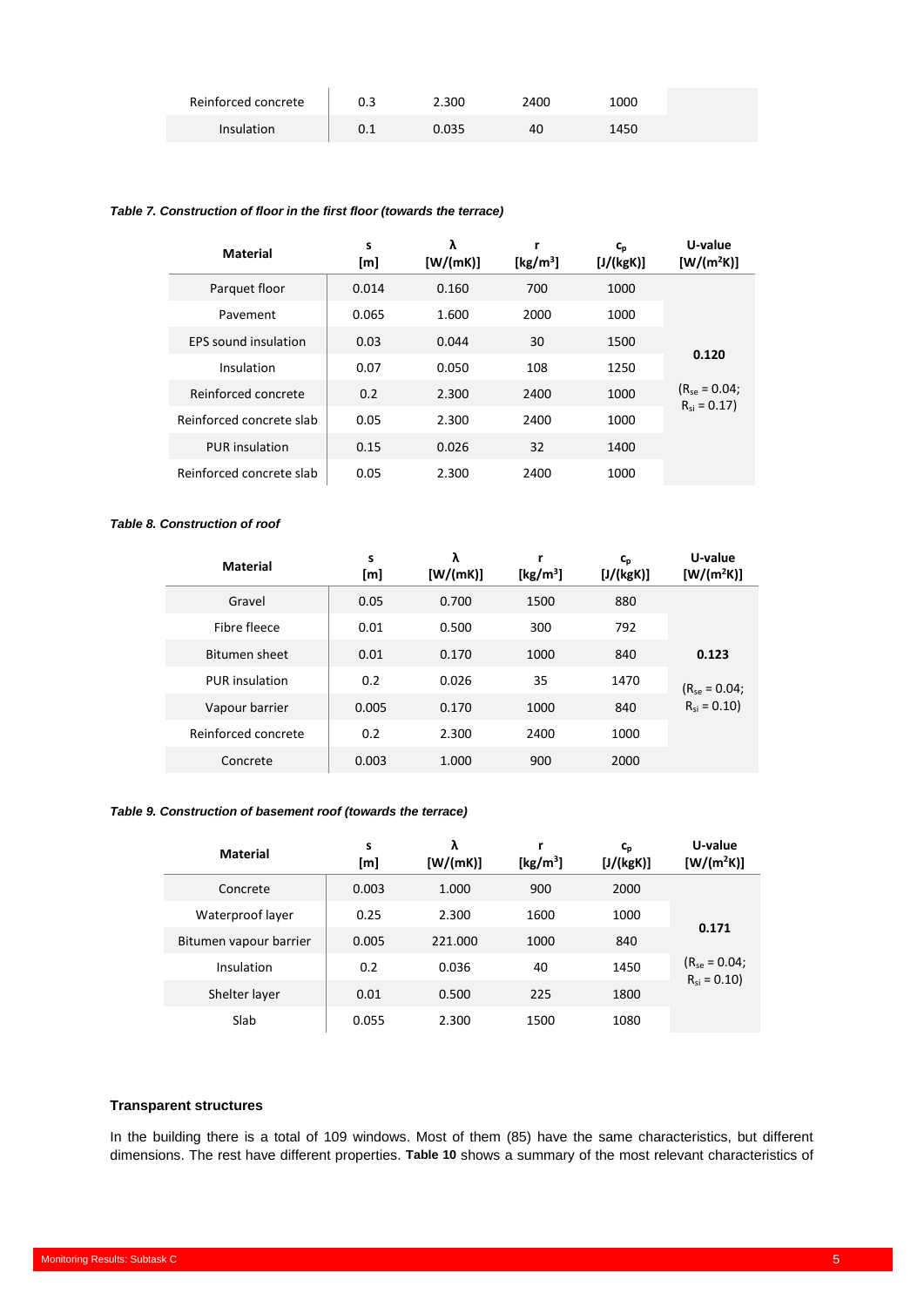| Reinforced concrete | 0.3 | 2.300 | 2400 | 1000 | |
|---|---|---|---|---|---|
| Insulation | 0.1 | 0.035 | 40 | 1450 | |

*Table 7. Construction of floor in the first floor (towards the terrace)*

| Material | s [m] | λ [W/(mK)] | r [kg/m³] | $c_p$ [J/(kgK)] | U-value [W/(m²K)] |
|---|---|---|---|---|---|
| Parquet floor | 0.014 | 0.160 | 700 | 1000 | **0.120** ($R_{se}$ = 0.04; $R_{si}$ = 0.17) |
| Pavement | 0.065 | 1.600 | 2000 | 1000 | |
| EPS sound insulation | 0.03 | 0.044 | 30 | 1500 | |
| Insulation | 0.07 | 0.050 | 108 | 1250 | |
| Reinforced concrete | 0.2 | 2.300 | 2400 | 1000 | |
| Reinforced concrete slab | 0.05 | 2.300 | 2400 | 1000 | |
| PUR insulation | 0.15 | 0.026 | 32 | 1400 | |
| Reinforced concrete slab | 0.05 | 2.300 | 2400 | 1000 | |

*Table 8. Construction of roof*

| Material | s [m] | λ [W/(mK)] | r [kg/m³] | $c_p$ [J/(kgK)] | U-value [W/(m²K)] |
|---|---|---|---|---|---|
| Gravel | 0.05 | 0.700 | 1500 | 880 | **0.123** ($R_{se}$ = 0.04; $R_{si}$ = 0.10) |
| Fibre fleece | 0.01 | 0.500 | 300 | 792 | |
| Bitumen sheet | 0.01 | 0.170 | 1000 | 840 | |
| PUR insulation | 0.2 | 0.026 | 35 | 1470 | |
| Vapour barrier | 0.005 | 0.170 | 1000 | 840 | |
| Reinforced concrete | 0.2 | 2.300 | 2400 | 1000 | |
| Concrete | 0.003 | 1.000 | 900 | 2000 | |

*Table 9. Construction of basement roof (towards the terrace)*

| Material | s [m] | λ [W/(mK)] | r [kg/m³] | $c_p$ [J/(kgK)] | U-value [W/(m²K)] |
|---|---|---|---|---|---|
| Concrete | 0.003 | 1.000 | 900 | 2000 | **0.171** ($R_{se}$ = 0.04; $R_{si}$ = 0.10) |
| Waterproof layer | 0.25 | 2.300 | 1600 | 1000 | |
| Bitumen vapour barrier | 0.005 | 221.000 | 1000 | 840 | |
| Insulation | 0.2 | 0.036 | 40 | 1450 | |
| Shelter layer | 0.01 | 0.500 | 225 | 1800 | |
| Slab | 0.055 | 2.300 | 1500 | 1080 | |

### Transparent structures

In the building there is a total of 109 windows. Most of them (85) have the same characteristics, but different dimensions. The rest have different properties. **Table 10** shows a summary of the most relevant characteristics of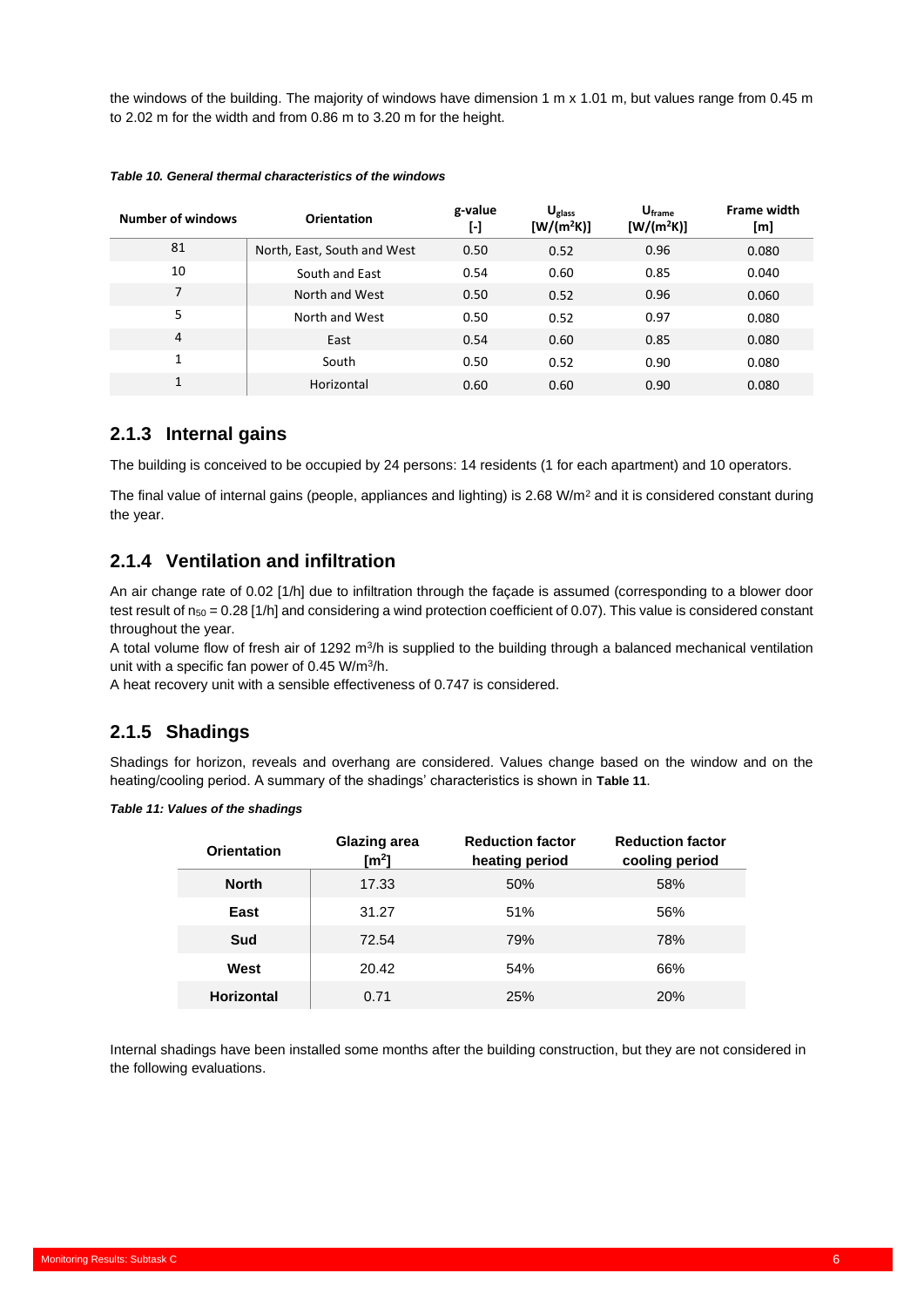the windows of the building. The majority of windows have dimension 1 m x 1.01 m, but values range from 0.45 m to 2.02 m for the width and from 0.86 m to 3.20 m for the height.

***Table 10. General thermal characteristics of the windows***

| Number of windows | Orientation | g-value [-] | $U_{glass}$ [W/(m²K)] | $U_{frame}$ [W/(m²K)] | Frame width [m] |
|---|---|---|---|---|---|
| 81 | North, East, South and West | 0.50 | 0.52 | 0.96 | 0.080 |
| 10 | South and East | 0.54 | 0.60 | 0.85 | 0.040 |
| 7 | North and West | 0.50 | 0.52 | 0.96 | 0.060 |
| 5 | North and West | 0.50 | 0.52 | 0.97 | 0.080 |
| 4 | East | 0.54 | 0.60 | 0.85 | 0.080 |
| 1 | South | 0.50 | 0.52 | 0.90 | 0.080 |
| 1 | Horizontal | 0.60 | 0.60 | 0.90 | 0.080 |

### 2.1.3 Internal gains

The building is conceived to be occupied by 24 persons: 14 residents (1 for each apartment) and 10 operators.

The final value of internal gains (people, appliances and lighting) is 2.68 W/m² and it is considered constant during the year.

### 2.1.4 Ventilation and infiltration

An air change rate of 0.02 [1/h] due to infiltration through the façade is assumed (corresponding to a blower door test result of $n_{50}$ = 0.28 [1/h] and considering a wind protection coefficient of 0.07). This value is considered constant throughout the year.
A total volume flow of fresh air of 1292 m³/h is supplied to the building through a balanced mechanical ventilation unit with a specific fan power of 0.45 W/m³/h.
A heat recovery unit with a sensible effectiveness of 0.747 is considered.

### 2.1.5 Shadings

Shadings for horizon, reveals and overhang are considered. Values change based on the window and on the heating/cooling period. A summary of the shadings' characteristics is shown in **Table 11**.

***Table 11: Values of the shadings***

| Orientation | Glazing area [m²] | Reduction factor heating period | Reduction factor cooling period |
|---|---|---|---|
| **North** | 17.33 | 50% | 58% |
| **East** | 31.27 | 51% | 56% |
| **Sud** | 72.54 | 79% | 78% |
| **West** | 20.42 | 54% | 66% |
| **Horizontal** | 0.71 | 25% | 20% |

Internal shadings have been installed some months after the building construction, but they are not considered in the following evaluations.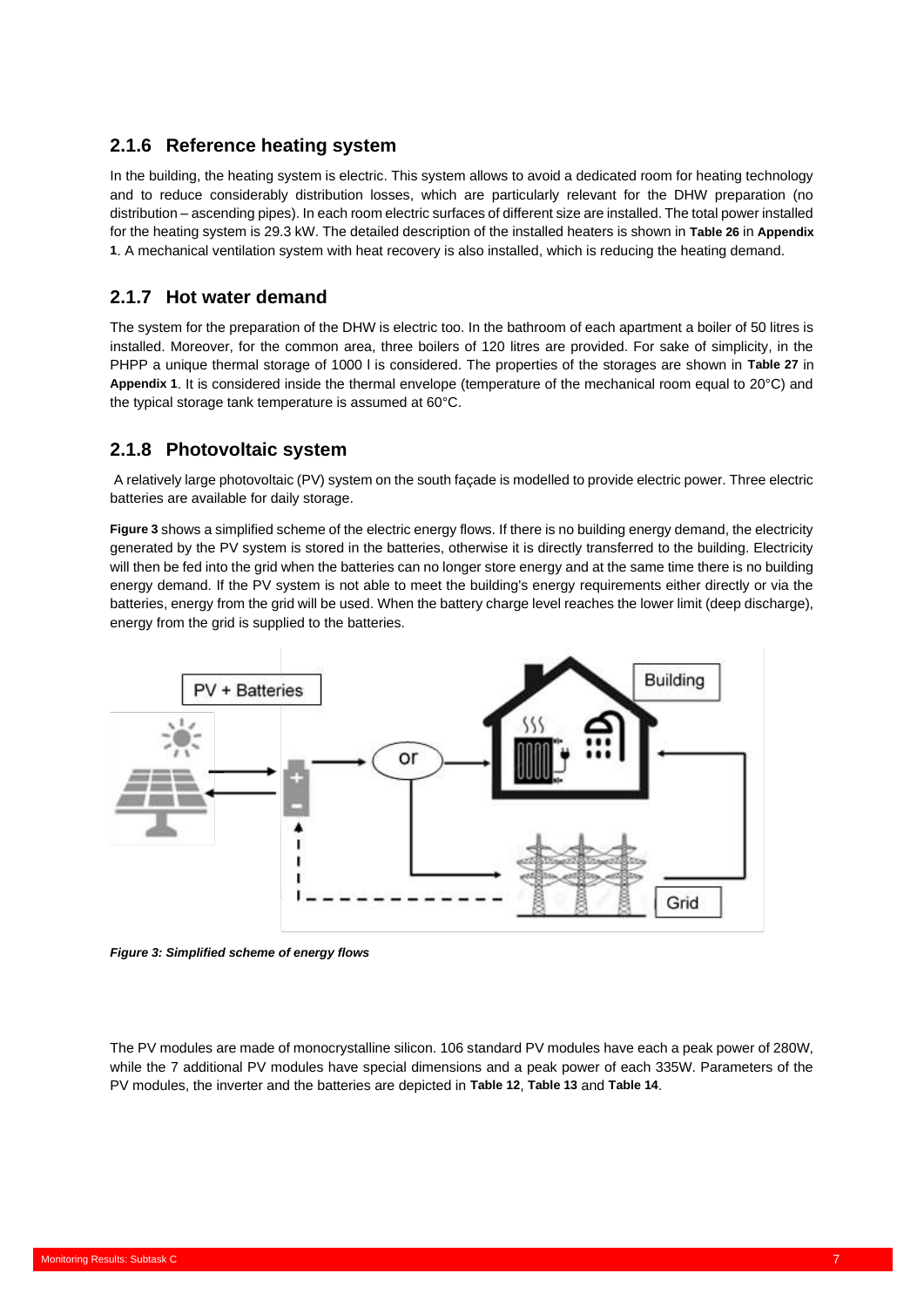### 2.1.6 Reference heating system

In the building, the heating system is electric. This system allows to avoid a dedicated room for heating technology and to reduce considerably distribution losses, which are particularly relevant for the DHW preparation (no distribution – ascending pipes). In each room electric surfaces of different size are installed. The total power installed for the heating system is 29.3 kW. The detailed description of the installed heaters is shown in **Table 26** in **Appendix 1**. A mechanical ventilation system with heat recovery is also installed, which is reducing the heating demand.

### 2.1.7 Hot water demand

The system for the preparation of the DHW is electric too. In the bathroom of each apartment a boiler of 50 litres is installed. Moreover, for the common area, three boilers of 120 litres are provided. For sake of simplicity, in the PHPP a unique thermal storage of 1000 l is considered. The properties of the storages are shown in **Table 27** in **Appendix 1**. It is considered inside the thermal envelope (temperature of the mechanical room equal to 20°C) and the typical storage tank temperature is assumed at 60°C.

### 2.1.8 Photovoltaic system

A relatively large photovoltaic (PV) system on the south façade is modelled to provide electric power. Three electric batteries are available for daily storage.

**Figure 3** shows a simplified scheme of the electric energy flows. If there is no building energy demand, the electricity generated by the PV system is stored in the batteries, otherwise it is directly transferred to the building. Electricity will then be fed into the grid when the batteries can no longer store energy and at the same time there is no building energy demand. If the PV system is not able to meet the building's energy requirements either directly or via the batteries, energy from the grid will be used. When the battery charge level reaches the lower limit (deep discharge), energy from the grid is supplied to the batteries.

*Figure 3: Simplified scheme of energy flows*

The PV modules are made of monocrystalline silicon. 106 standard PV modules have each a peak power of 280W, while the 7 additional PV modules have special dimensions and a peak power of each 335W. Parameters of the PV modules, the inverter and the batteries are depicted in **Table 12**, **Table 13** and **Table 14**.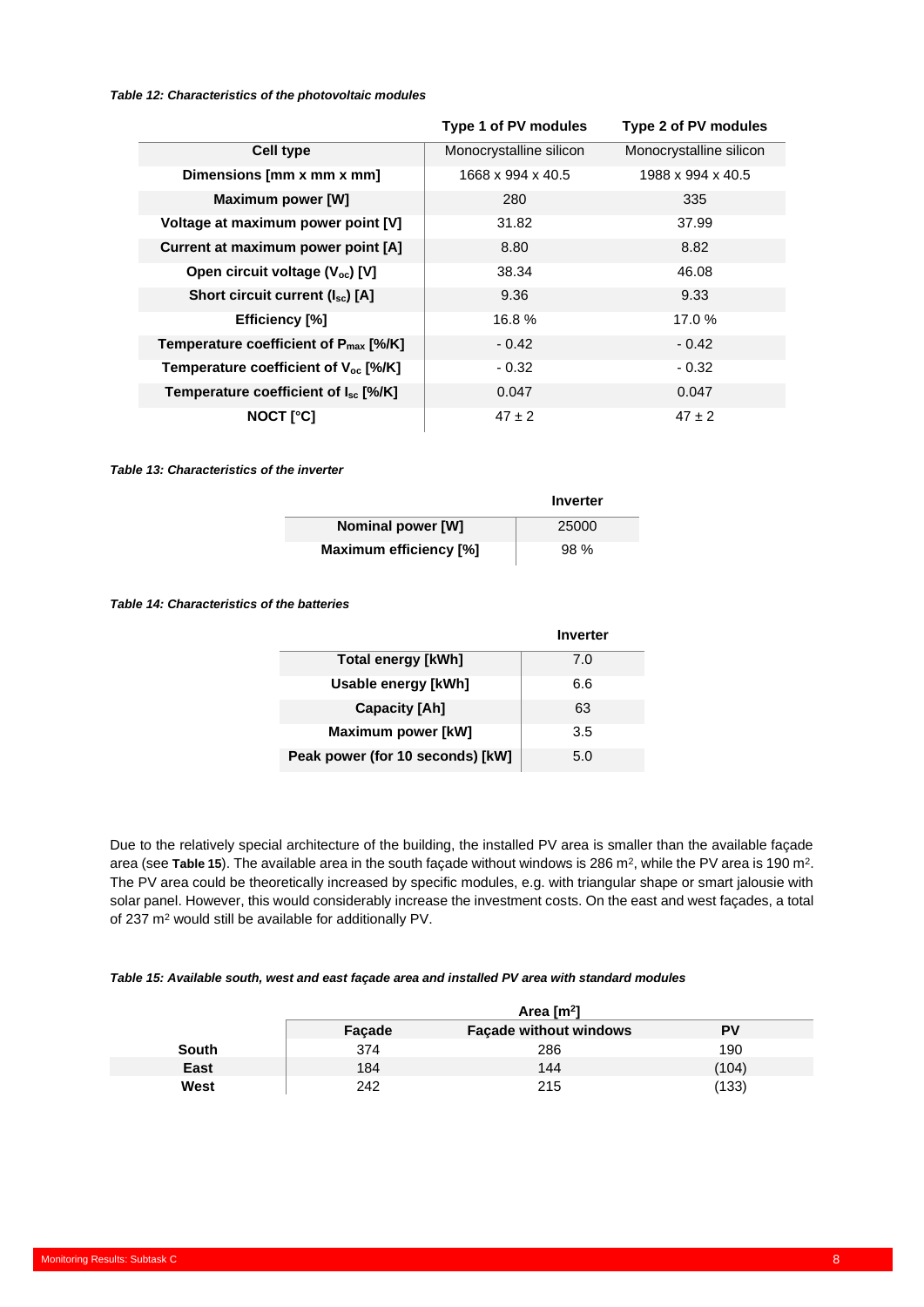*Table 12: Characteristics of the photovoltaic modules*

| | Type 1 of PV modules | Type 2 of PV modules |
|---|---|---|
| **Cell type** | Monocrystalline silicon | Monocrystalline silicon |
| **Dimensions [mm x mm x mm]** | 1668 x 994 x 40.5 | 1988 x 994 x 40.5 |
| **Maximum power [W]** | 280 | 335 |
| **Voltage at maximum power point [V]** | 31.82 | 37.99 |
| **Current at maximum power point [A]** | 8.80 | 8.82 |
| **Open circuit voltage ($V_{oc}$) [V]** | 38.34 | 46.08 |
| **Short circuit current ($I_{sc}$) [A]** | 9.36 | 9.33 |
| **Efficiency [%]** | 16.8 % | 17.0 % |
| **Temperature coefficient of $P_{max}$ [%/K]** | - 0.42 | - 0.42 |
| **Temperature coefficient of $V_{oc}$ [%/K]** | - 0.32 | - 0.32 |
| **Temperature coefficient of $I_{sc}$ [%/K]** | 0.047 | 0.047 |
| **NOCT [°C]** | 47 ± 2 | 47 ± 2 |

*Table 13: Characteristics of the inverter*

| | Inverter |
|---|---|
| **Nominal power [W]** | 25000 |
| **Maximum efficiency [%]** | 98 % |

*Table 14: Characteristics of the batteries*

| | Inverter |
|---|---|
| **Total energy [kWh]** | 7.0 |
| **Usable energy [kWh]** | 6.6 |
| **Capacity [Ah]** | 63 |
| **Maximum power [kW]** | 3.5 |
| **Peak power (for 10 seconds) [kW]** | 5.0 |

Due to the relatively special architecture of the building, the installed PV area is smaller than the available façade area (see **Table 15**). The available area in the south façade without windows is 286 m², while the PV area is 190 m². The PV area could be theoretically increased by specific modules, e.g. with triangular shape or smart jalousie with solar panel. However, this would considerably increase the investment costs. On the east and west façades, a total of 237 m² would still be available for additionally PV.

*Table 15: Available south, west and east façade area and installed PV area with standard modules*

| | Area [m²] | | |
|---|---|---|---|
| | **Façade** | **Façade without windows** | **PV** |
| **South** | 374 | 286 | 190 |
| **East** | 184 | 144 | (104) |
| **West** | 242 | 215 | (133) |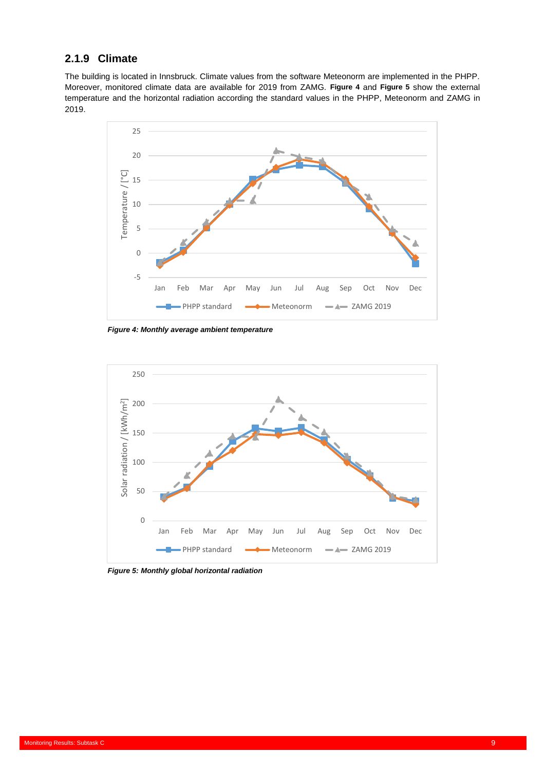### 2.1.9 Climate

The building is located in Innsbruck. Climate values from the software Meteonorm are implemented in the PHPP. Moreover, monitored climate data are available for 2019 from ZAMG. **Figure 4** and **Figure 5** show the external temperature and the horizontal radiation according the standard values in the PHPP, Meteonorm and ZAMG in 2019.

*Figure 4: Monthly average ambient temperature*

*Figure 5: Monthly global horizontal radiation*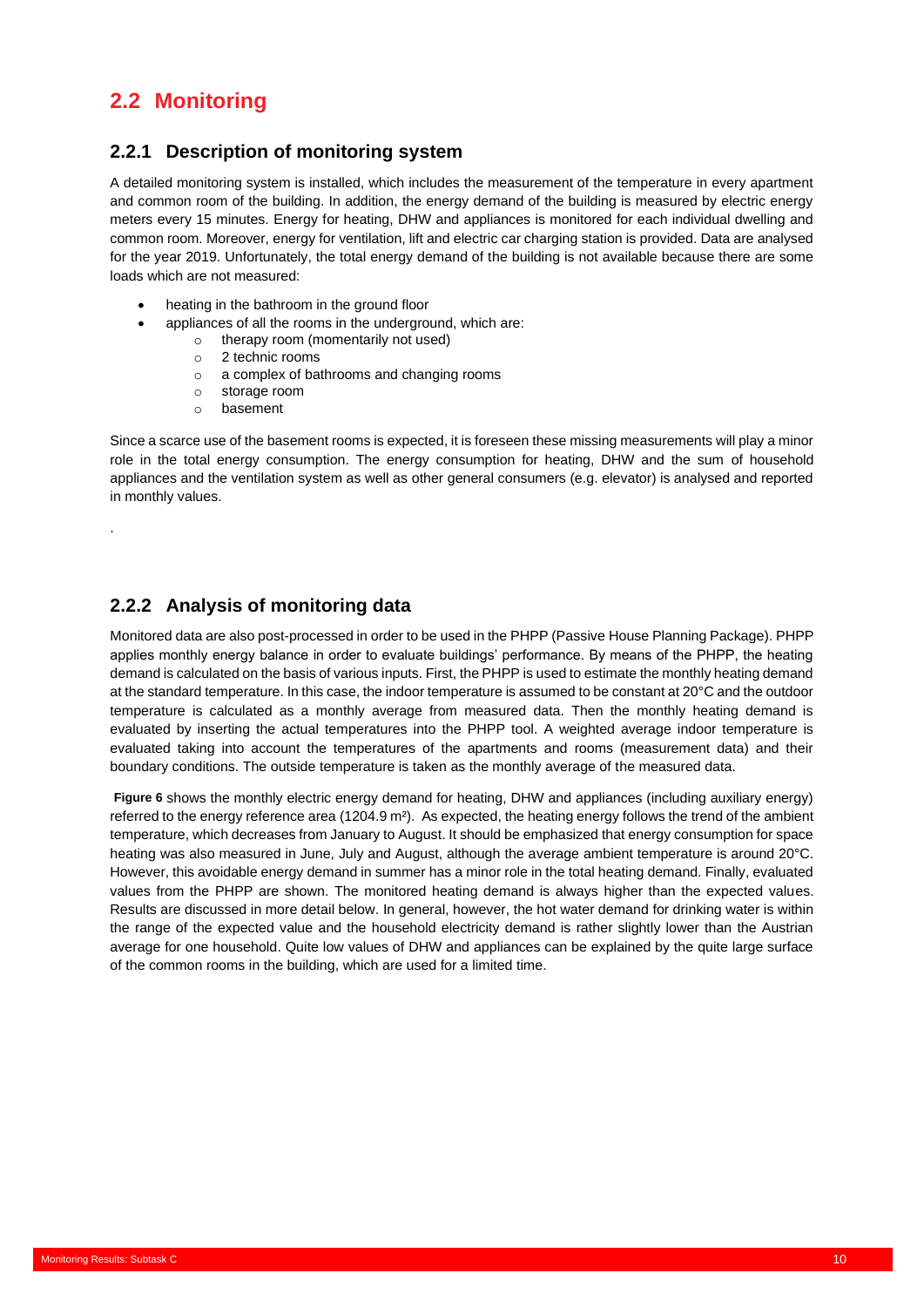## 2.2 Monitoring

### 2.2.1 Description of monitoring system

A detailed monitoring system is installed, which includes the measurement of the temperature in every apartment and common room of the building. In addition, the energy demand of the building is measured by electric energy meters every 15 minutes. Energy for heating, DHW and appliances is monitored for each individual dwelling and common room. Moreover, energy for ventilation, lift and electric car charging station is provided. Data are analysed for the year 2019. Unfortunately, the total energy demand of the building is not available because there are some loads which are not measured:

- heating in the bathroom in the ground floor
- appliances of all the rooms in the underground, which are:
  - therapy room (momentarily not used)
  - 2 technic rooms
  - a complex of bathrooms and changing rooms
  - storage room
  - basement

Since a scarce use of the basement rooms is expected, it is foreseen these missing measurements will play a minor role in the total energy consumption. The energy consumption for heating, DHW and the sum of household appliances and the ventilation system as well as other general consumers (e.g. elevator) is analysed and reported in monthly values.

.

### 2.2.2 Analysis of monitoring data

Monitored data are also post-processed in order to be used in the PHPP (Passive House Planning Package). PHPP applies monthly energy balance in order to evaluate buildings' performance. By means of the PHPP, the heating demand is calculated on the basis of various inputs. First, the PHPP is used to estimate the monthly heating demand at the standard temperature. In this case, the indoor temperature is assumed to be constant at 20°C and the outdoor temperature is calculated as a monthly average from measured data. Then the monthly heating demand is evaluated by inserting the actual temperatures into the PHPP tool. A weighted average indoor temperature is evaluated taking into account the temperatures of the apartments and rooms (measurement data) and their boundary conditions. The outside temperature is taken as the monthly average of the measured data.

**Figure 6** shows the monthly electric energy demand for heating, DHW and appliances (including auxiliary energy) referred to the energy reference area (1204.9 m²). As expected, the heating energy follows the trend of the ambient temperature, which decreases from January to August. It should be emphasized that energy consumption for space heating was also measured in June, July and August, although the average ambient temperature is around 20°C. However, this avoidable energy demand in summer has a minor role in the total heating demand. Finally, evaluated values from the PHPP are shown. The monitored heating demand is always higher than the expected values. Results are discussed in more detail below. In general, however, the hot water demand for drinking water is within the range of the expected value and the household electricity demand is rather slightly lower than the Austrian average for one household. Quite low values of DHW and appliances can be explained by the quite large surface of the common rooms in the building, which are used for a limited time.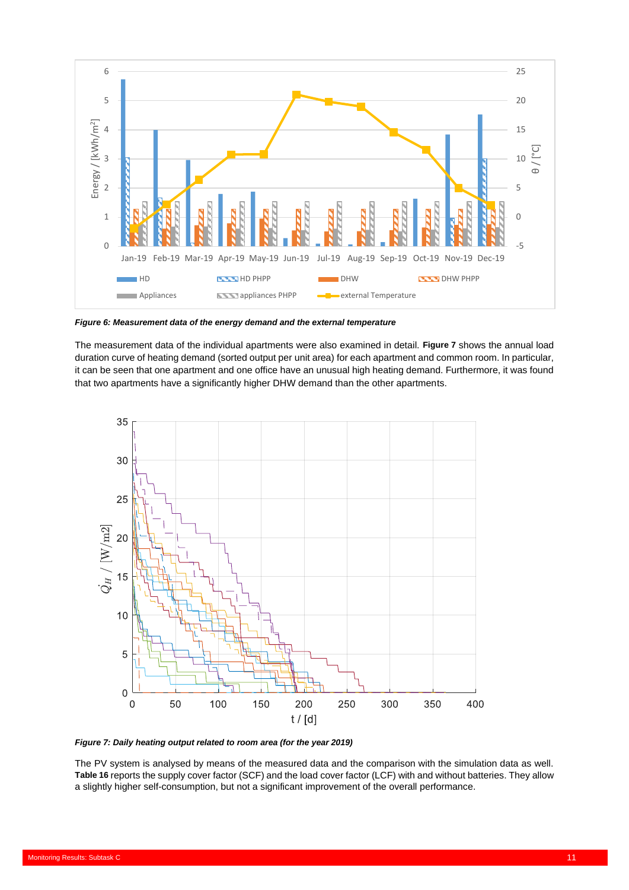*Figure 6: Measurement data of the energy demand and the external temperature*

The measurement data of the individual apartments were also examined in detail. **Figure 7** shows the annual load duration curve of heating demand (sorted output per unit area) for each apartment and common room. In particular, it can be seen that one apartment and one office have an unusual high heating demand. Furthermore, it was found that two apartments have a significantly higher DHW demand than the other apartments.

*Figure 7: Daily heating output related to room area (for the year 2019)*

The PV system is analysed by means of the measured data and the comparison with the simulation data as well. **Table 16** reports the supply cover factor (SCF) and the load cover factor (LCF) with and without batteries. They allow a slightly higher self-consumption, but not a significant improvement of the overall performance.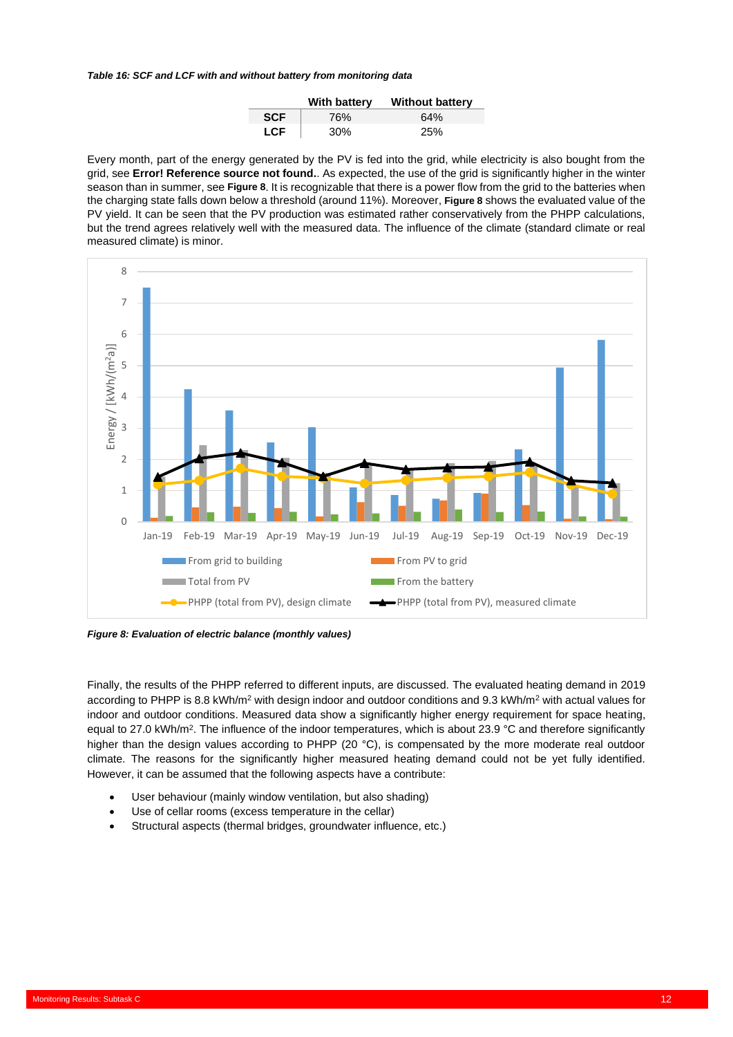*Table 16: SCF and LCF with and without battery from monitoring data*

| | With battery | Without battery |
|---|---|---|
| **SCF** | 76% | 64% |
| **LCF** | 30% | 25% |

Every month, part of the energy generated by the PV is fed into the grid, while electricity is also bought from the grid, see **Error! Reference source not found.**. As expected, the use of the grid is significantly higher in the winter season than in summer, see **Figure 8**. It is recognizable that there is a power flow from the grid to the batteries when the charging state falls down below a threshold (around 11%). Moreover, **Figure 8** shows the evaluated value of the PV yield. It can be seen that the PV production was estimated rather conservatively from the PHPP calculations, but the trend agrees relatively well with the measured data. The influence of the climate (standard climate or real measured climate) is minor.

*Figure 8: Evaluation of electric balance (monthly values)*

Finally, the results of the PHPP referred to different inputs, are discussed. The evaluated heating demand in 2019 according to PHPP is 8.8 kWh/m² with design indoor and outdoor conditions and 9.3 kWh/m² with actual values for indoor and outdoor conditions. Measured data show a significantly higher energy requirement for space heating, equal to 27.0 kWh/m². The influence of the indoor temperatures, which is about 23.9 °C and therefore significantly higher than the design values according to PHPP (20 °C), is compensated by the more moderate real outdoor climate. The reasons for the significantly higher measured heating demand could not be yet fully identified. However, it can be assumed that the following aspects have a contribute:

- User behaviour (mainly window ventilation, but also shading)
- Use of cellar rooms (excess temperature in the cellar)
- Structural aspects (thermal bridges, groundwater influence, etc.)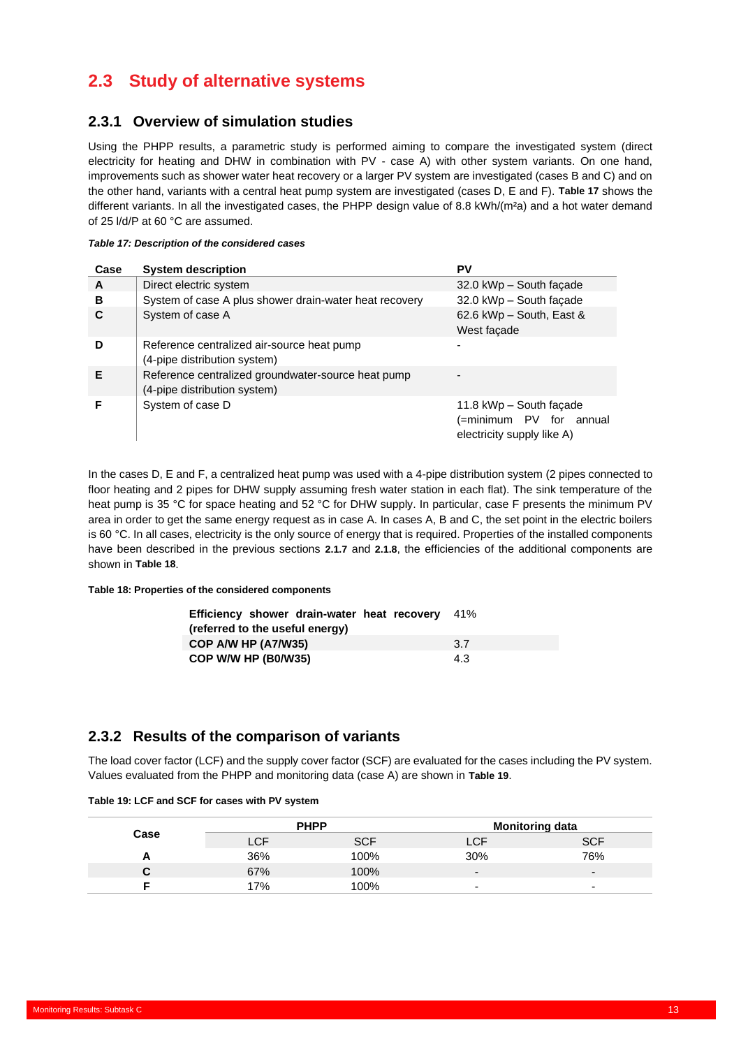## 2.3 Study of alternative systems

### 2.3.1 Overview of simulation studies

Using the PHPP results, a parametric study is performed aiming to compare the investigated system (direct electricity for heating and DHW in combination with PV - case A) with other system variants. On one hand, improvements such as shower water heat recovery or a larger PV system are investigated (cases B and C) and on the other hand, variants with a central heat pump system are investigated (cases D, E and F). **Table 17** shows the different variants. In all the investigated cases, the PHPP design value of 8.8 kWh/(m²a) and a hot water demand of 25 l/d/P at 60 °C are assumed.

***Table 17: Description of the considered cases***

| Case | System description | PV |
|---|---|---|
| **A** | Direct electric system | 32.0 kWp – South façade |
| **B** | System of case A plus shower drain-water heat recovery | 32.0 kWp – South façade |
| **C** | System of case A | 62.6 kWp – South, East & West façade |
| **D** | Reference centralized air-source heat pump (4-pipe distribution system) | - |
| **E** | Reference centralized groundwater-source heat pump (4-pipe distribution system) | - |
| **F** | System of case D | 11.8 kWp – South façade (=minimum PV for annual electricity supply like A) |

In the cases D, E and F, a centralized heat pump was used with a 4-pipe distribution system (2 pipes connected to floor heating and 2 pipes for DHW supply assuming fresh water station in each flat). The sink temperature of the heat pump is 35 °C for space heating and 52 °C for DHW supply. In particular, case F presents the minimum PV area in order to get the same energy request as in case A. In cases A, B and C, the set point in the electric boilers is 60 °C. In all cases, electricity is the only source of energy that is required. Properties of the installed components have been described in the previous sections **2.1.7** and **2.1.8**, the efficiencies of the additional components are shown in **Table 18**.

**Table 18: Properties of the considered components**

| | |
|---|---|
| **Efficiency shower drain-water heat recovery (referred to the useful energy)** | 41% |
| **COP A/W HP (A7/W35)** | 3.7 |
| **COP W/W HP (B0/W35)** | 4.3 |

### 2.3.2 Results of the comparison of variants

The load cover factor (LCF) and the supply cover factor (SCF) are evaluated for the cases including the PV system. Values evaluated from the PHPP and monitoring data (case A) are shown in **Table 19**.

**Table 19: LCF and SCF for cases with PV system**

| Case | PHPP | | Monitoring data | |
|---|---|---|---|---|
| | LCF | SCF | LCF | SCF |
| **A** | 36% | 100% | 30% | 76% |
| **C** | 67% | 100% | - | - |
| **F** | 17% | 100% | - | - |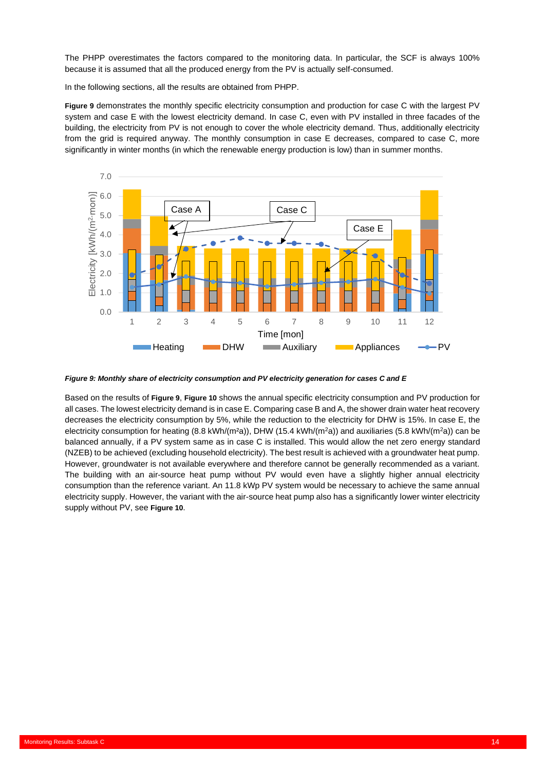The PHPP overestimates the factors compared to the monitoring data. In particular, the SCF is always 100% because it is assumed that all the produced energy from the PV is actually self-consumed.

In the following sections, all the results are obtained from PHPP.

**Figure 9** demonstrates the monthly specific electricity consumption and production for case C with the largest PV system and case E with the lowest electricity demand. In case C, even with PV installed in three facades of the building, the electricity from PV is not enough to cover the whole electricity demand. Thus, additionally electricity from the grid is required anyway. The monthly consumption in case E decreases, compared to case C, more significantly in winter months (in which the renewable energy production is low) than in summer months.

***Figure 9: Monthly share of electricity consumption and PV electricity generation for cases C and E***

Based on the results of **Figure 9**, **Figure 10** shows the annual specific electricity consumption and PV production for all cases. The lowest electricity demand is in case E. Comparing case B and A, the shower drain water heat recovery decreases the electricity consumption by 5%, while the reduction to the electricity for DHW is 15%. In case E, the electricity consumption for heating (8.8 kWh/(m²a)), DHW (15.4 kWh/(m²a)) and auxiliaries (5.8 kWh/(m²a)) can be balanced annually, if a PV system same as in case C is installed. This would allow the net zero energy standard (NZEB) to be achieved (excluding household electricity). The best result is achieved with a groundwater heat pump. However, groundwater is not available everywhere and therefore cannot be generally recommended as a variant. The building with an air-source heat pump without PV would even have a slightly higher annual electricity consumption than the reference variant. An 11.8 kWp PV system would be necessary to achieve the same annual electricity supply. However, the variant with the air-source heat pump also has a significantly lower winter electricity supply without PV, see **Figure 10**.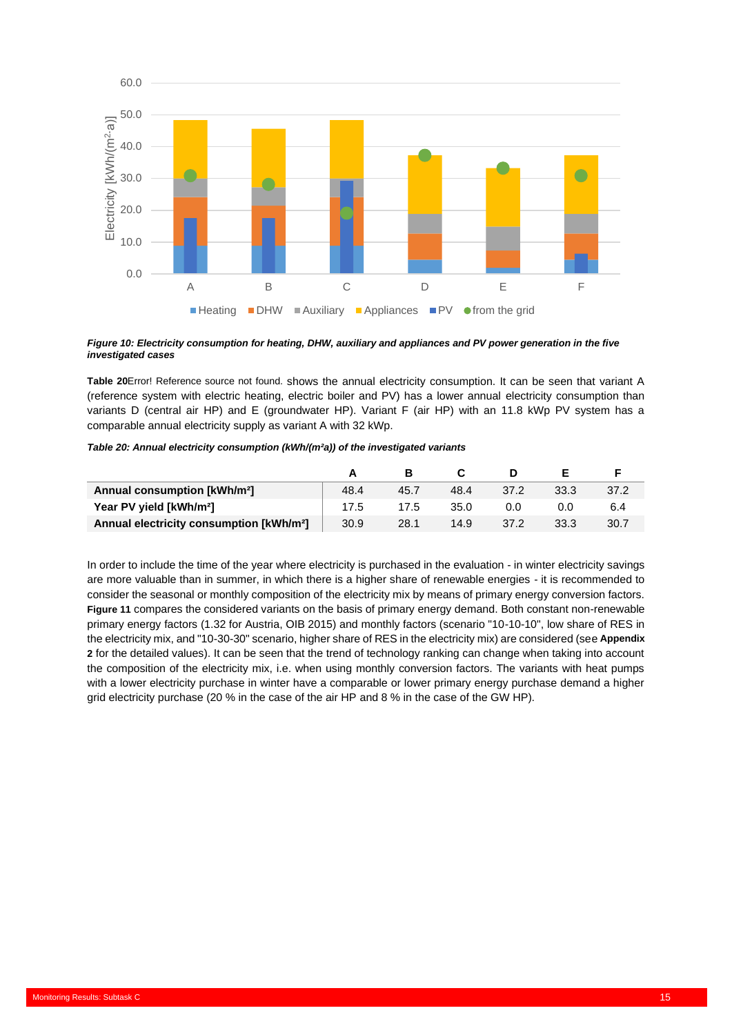*Figure 10: Electricity consumption for heating, DHW, auxiliary and appliances and PV power generation in the five investigated cases*

**Table 20**Error! Reference source not found. shows the annual electricity consumption. It can be seen that variant A (reference system with electric heating, electric boiler and PV) has a lower annual electricity consumption than variants D (central air HP) and E (groundwater HP). Variant F (air HP) with an 11.8 kWp PV system has a comparable annual electricity supply as variant A with 32 kWp.

*Table 20: Annual electricity consumption (kWh/(m²a)) of the investigated variants*

| | A | B | C | D | E | F |
|---|---|---|---|---|---|---|
| **Annual consumption [kWh/m²]** | 48.4 | 45.7 | 48.4 | 37.2 | 33.3 | 37.2 |
| **Year PV yield [kWh/m²]** | 17.5 | 17.5 | 35.0 | 0.0 | 0.0 | 6.4 |
| **Annual electricity consumption [kWh/m²]** | 30.9 | 28.1 | 14.9 | 37.2 | 33.3 | 30.7 |

In order to include the time of the year where electricity is purchased in the evaluation - in winter electricity savings are more valuable than in summer, in which there is a higher share of renewable energies - it is recommended to consider the seasonal or monthly composition of the electricity mix by means of primary energy conversion factors. **Figure 11** compares the considered variants on the basis of primary energy demand. Both constant non-renewable primary energy factors (1.32 for Austria, OIB 2015) and monthly factors (scenario "10-10-10", low share of RES in the electricity mix, and "10-30-30" scenario, higher share of RES in the electricity mix) are considered (see **Appendix 2** for the detailed values). It can be seen that the trend of technology ranking can change when taking into account the composition of the electricity mix, i.e. when using monthly conversion factors. The variants with heat pumps with a lower electricity purchase in winter have a comparable or lower primary energy purchase demand a higher grid electricity purchase (20 % in the case of the air HP and 8 % in the case of the GW HP).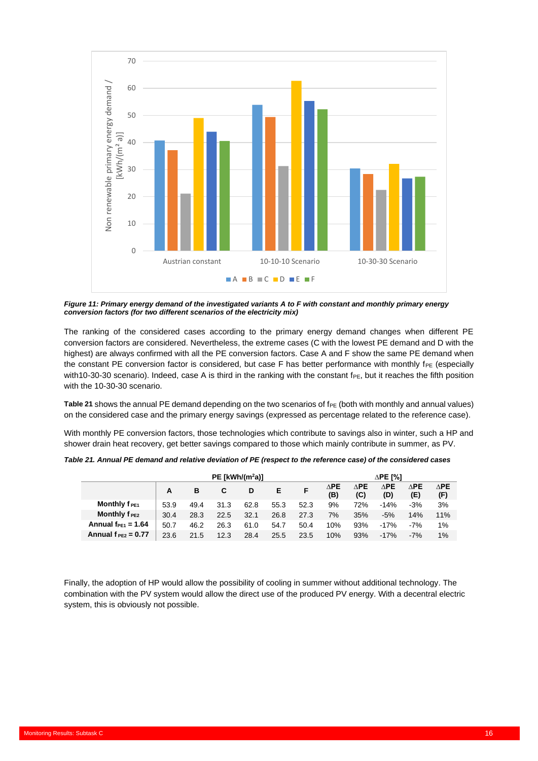*Figure 11: Primary energy demand of the investigated variants A to F with constant and monthly primary energy conversion factors (for two different scenarios of the electricity mix)*

The ranking of the considered cases according to the primary energy demand changes when different PE conversion factors are considered. Nevertheless, the extreme cases (C with the lowest PE demand and D with the highest) are always confirmed with all the PE conversion factors. Case A and F show the same PE demand when the constant PE conversion factor is considered, but case F has better performance with monthly $f_{PE}$ (especially with10-30-30 scenario). Indeed, case A is third in the ranking with the constant $f_{PE}$, but it reaches the fifth position with the 10-30-30 scenario.

**Table 21** shows the annual PE demand depending on the two scenarios of $f_{PE}$ (both with monthly and annual values) on the considered case and the primary energy savings (expressed as percentage related to the reference case).

With monthly PE conversion factors, those technologies which contribute to savings also in winter, such a HP and shower drain heat recovery, get better savings compared to those which mainly contribute in summer, as PV.

*Table 21. Annual PE demand and relative deviation of PE (respect to the reference case) of the considered cases*

| | PE [kWh/(m²a)] | | | | | | ΔPE [%] | | | | |
|---|---|---|---|---|---|---|---|---|---|---|---|
| | **A** | **B** | **C** | **D** | **E** | **F** | **ΔPE (B)** | **ΔPE (C)** | **ΔPE (D)** | **ΔPE (E)** | **ΔPE (F)** |
| **Monthly $f_{PE1}$** | 53.9 | 49.4 | 31.3 | 62.8 | 55.3 | 52.3 | 9% | 72% | -14% | -3% | 3% |
| **Monthly $f_{PE2}$** | 30.4 | 28.3 | 22.5 | 32.1 | 26.8 | 27.3 | 7% | 35% | -5% | 14% | 11% |
| **Annual $f_{PE1}$ = 1.64** | 50.7 | 46.2 | 26.3 | 61.0 | 54.7 | 50.4 | 10% | 93% | -17% | -7% | 1% |
| **Annual $f_{PE2}$ = 0.77** | 23.6 | 21.5 | 12.3 | 28.4 | 25.5 | 23.5 | 10% | 93% | -17% | -7% | 1% |

Finally, the adoption of HP would allow the possibility of cooling in summer without additional technology. The combination with the PV system would allow the direct use of the produced PV energy. With a decentral electric system, this is obviously not possible.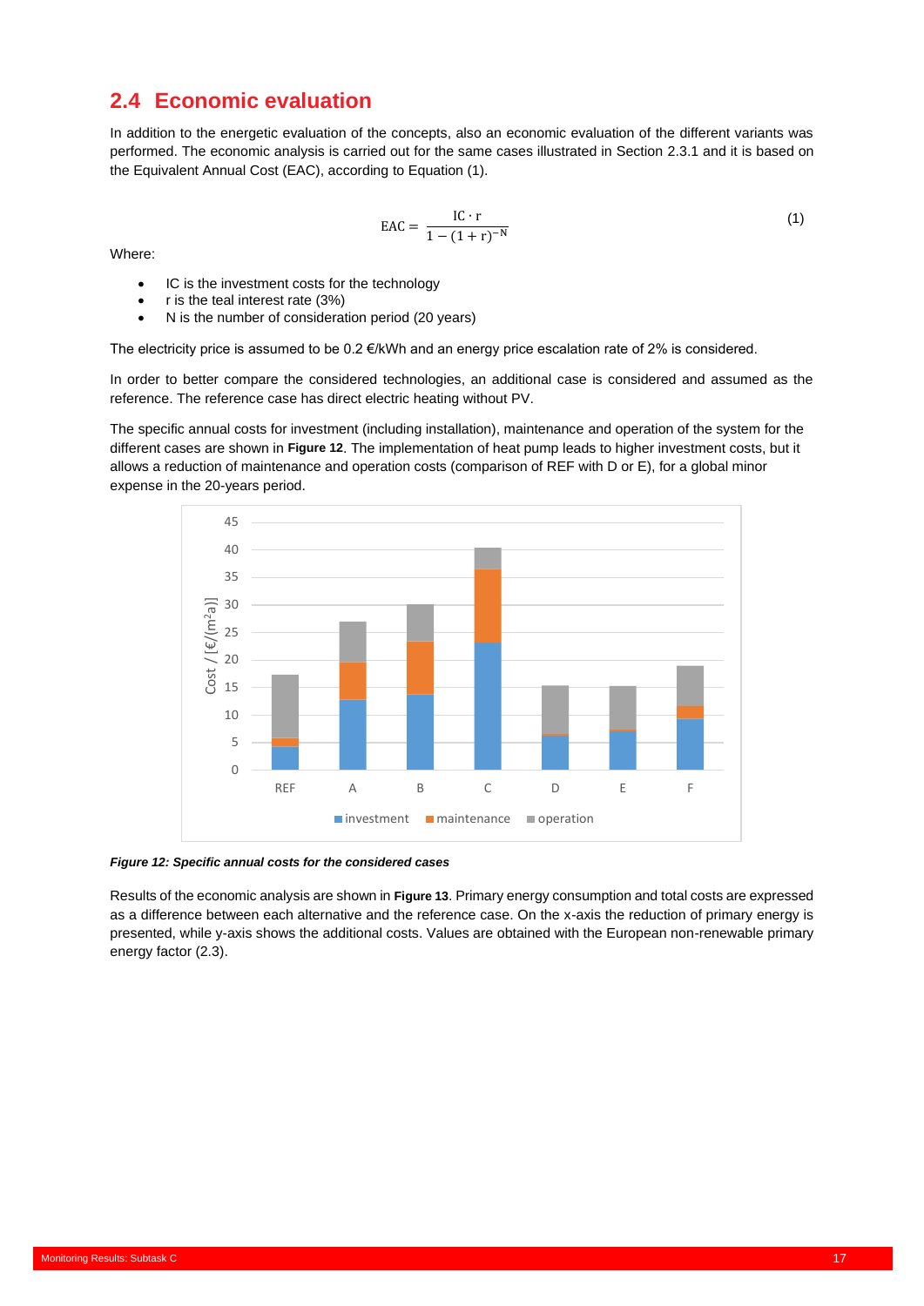## 2.4 Economic evaluation

In addition to the energetic evaluation of the concepts, also an economic evaluation of the different variants was performed. The economic analysis is carried out for the same cases illustrated in Section 2.3.1 and it is based on the Equivalent Annual Cost (EAC), according to Equation (1).

$$\mathrm{EAC} = \frac{\mathrm{IC} \cdot \mathrm{r}}{1-(1+\mathrm{r})^{-\mathrm{N}}} \tag{1}$$

Where:

- IC is the investment costs for the technology
- r is the teal interest rate (3%)
- N is the number of consideration period (20 years)

The electricity price is assumed to be 0.2 €/kWh and an energy price escalation rate of 2% is considered.

In order to better compare the considered technologies, an additional case is considered and assumed as the reference. The reference case has direct electric heating without PV.

The specific annual costs for investment (including installation), maintenance and operation of the system for the different cases are shown in **Figure 12**. The implementation of heat pump leads to higher investment costs, but it allows a reduction of maintenance and operation costs (comparison of REF with D or E), for a global minor expense in the 20-years period.

*Figure 12: Specific annual costs for the considered cases*

Results of the economic analysis are shown in **Figure 13**. Primary energy consumption and total costs are expressed as a difference between each alternative and the reference case. On the x-axis the reduction of primary energy is presented, while y-axis shows the additional costs. Values are obtained with the European non-renewable primary energy factor (2.3).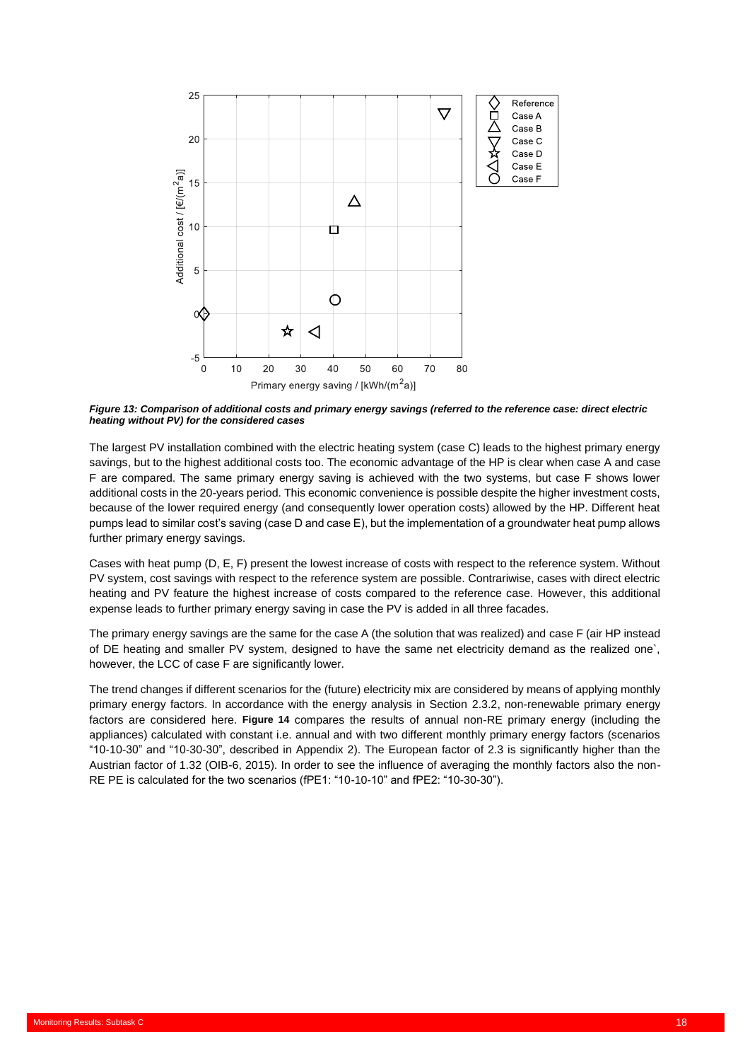*Figure 13: Comparison of additional costs and primary energy savings (referred to the reference case: direct electric heating without PV) for the considered cases*

The largest PV installation combined with the electric heating system (case C) leads to the highest primary energy savings, but to the highest additional costs too. The economic advantage of the HP is clear when case A and case F are compared. The same primary energy saving is achieved with the two systems, but case F shows lower additional costs in the 20-years period. This economic convenience is possible despite the higher investment costs, because of the lower required energy (and consequently lower operation costs) allowed by the HP. Different heat pumps lead to similar cost's saving (case D and case E), but the implementation of a groundwater heat pump allows further primary energy savings.

Cases with heat pump (D, E, F) present the lowest increase of costs with respect to the reference system. Without PV system, cost savings with respect to the reference system are possible. Contrariwise, cases with direct electric heating and PV feature the highest increase of costs compared to the reference case. However, this additional expense leads to further primary energy saving in case the PV is added in all three facades.

The primary energy savings are the same for the case A (the solution that was realized) and case F (air HP instead of DE heating and smaller PV system, designed to have the same net electricity demand as the realized one`, however, the LCC of case F are significantly lower.

The trend changes if different scenarios for the (future) electricity mix are considered by means of applying monthly primary energy factors. In accordance with the energy analysis in Section 2.3.2, non-renewable primary energy factors are considered here. **Figure 14** compares the results of annual non-RE primary energy (including the appliances) calculated with constant i.e. annual and with two different monthly primary energy factors (scenarios “10-10-30” and “10-30-30”, described in Appendix 2). The European factor of 2.3 is significantly higher than the Austrian factor of 1.32 (OIB-6, 2015). In order to see the influence of averaging the monthly factors also the non-RE PE is calculated for the two scenarios (fPE1: “10-10-10” and fPE2: “10-30-30”).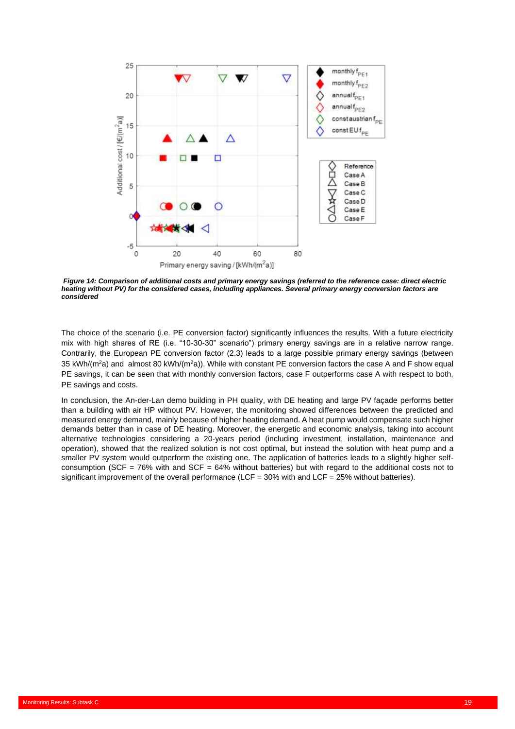***Figure 14: Comparison of additional costs and primary energy savings (referred to the reference case: direct electric heating without PV) for the considered cases, including appliances. Several primary energy conversion factors are considered***

The choice of the scenario (i.e. PE conversion factor) significantly influences the results. With a future electricity mix with high shares of RE (i.e. "10-30-30" scenario") primary energy savings are in a relative narrow range. Contrarily, the European PE conversion factor (2.3) leads to a large possible primary energy savings (between 35 kWh/($m^2$a) and almost 80 kWh/($m^2$a)). While with constant PE conversion factors the case A and F show equal PE savings, it can be seen that with monthly conversion factors, case F outperforms case A with respect to both, PE savings and costs.

In conclusion, the An-der-Lan demo building in PH quality, with DE heating and large PV façade performs better than a building with air HP without PV. However, the monitoring showed differences between the predicted and measured energy demand, mainly because of higher heating demand. A heat pump would compensate such higher demands better than in case of DE heating. Moreover, the energetic and economic analysis, taking into account alternative technologies considering a 20-years period (including investment, installation, maintenance and operation), showed that the realized solution is not cost optimal, but instead the solution with heat pump and a smaller PV system would outperform the existing one. The application of batteries leads to a slightly higher self-consumption (SCF = 76% with and SCF = 64% without batteries) but with regard to the additional costs not to significant improvement of the overall performance (LCF = 30% with and LCF = 25% without batteries).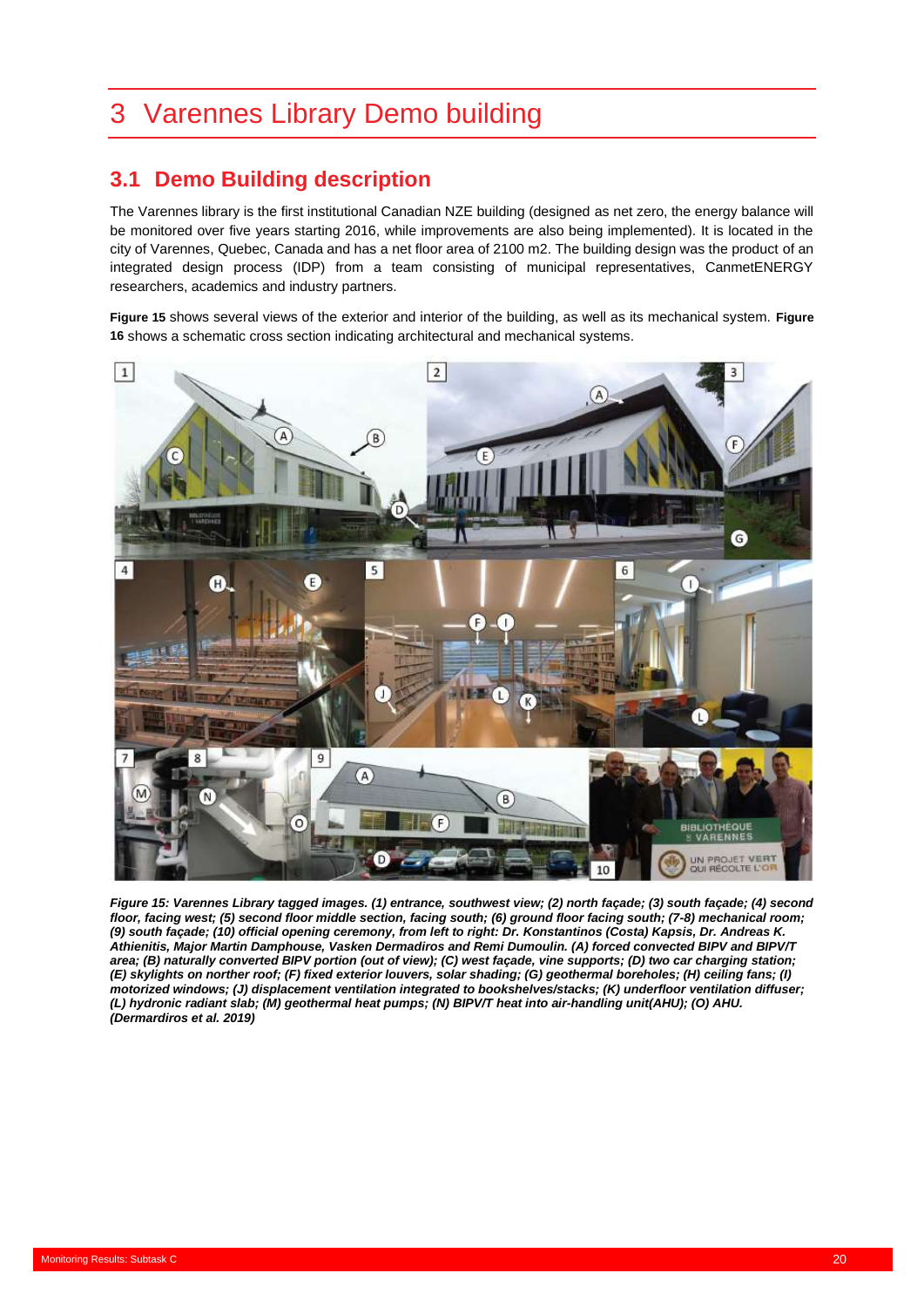# 3 Varennes Library Demo building

## 3.1 Demo Building description

The Varennes library is the first institutional Canadian NZE building (designed as net zero, the energy balance will be monitored over five years starting 2016, while improvements are also being implemented). It is located in the city of Varennes, Quebec, Canada and has a net floor area of 2100 m2. The building design was the product of an integrated design process (IDP) from a team consisting of municipal representatives, CanmetENERGY researchers, academics and industry partners.

**Figure 15** shows several views of the exterior and interior of the building, as well as its mechanical system. **Figure 16** shows a schematic cross section indicating architectural and mechanical systems.

***Figure 15: Varennes Library tagged images. (1) entrance, southwest view; (2) north façade; (3) south façade; (4) second floor, facing west; (5) second floor middle section, facing south; (6) ground floor facing south; (7-8) mechanical room; (9) south façade; (10) official opening ceremony, from left to right: Dr. Konstantinos (Costa) Kapsis, Dr. Andreas K. Athienitis, Major Martin Damphouse, Vasken Dermadiros and Remi Dumoulin. (A) forced convected BIPV and BIPV/T area; (B) naturally converted BIPV portion (out of view); (C) west façade, vine supports; (D) two car charging station; (E) skylights on norther roof; (F) fixed exterior louvers, solar shading; (G) geothermal boreholes; (H) ceiling fans; (I) motorized windows; (J) displacement ventilation integrated to bookshelves/stacks; (K) underfloor ventilation diffuser; (L) hydronic radiant slab; (M) geothermal heat pumps; (N) BIPV/T heat into air-handling unit(AHU); (O) AHU. (Dermardiros et al. 2019)***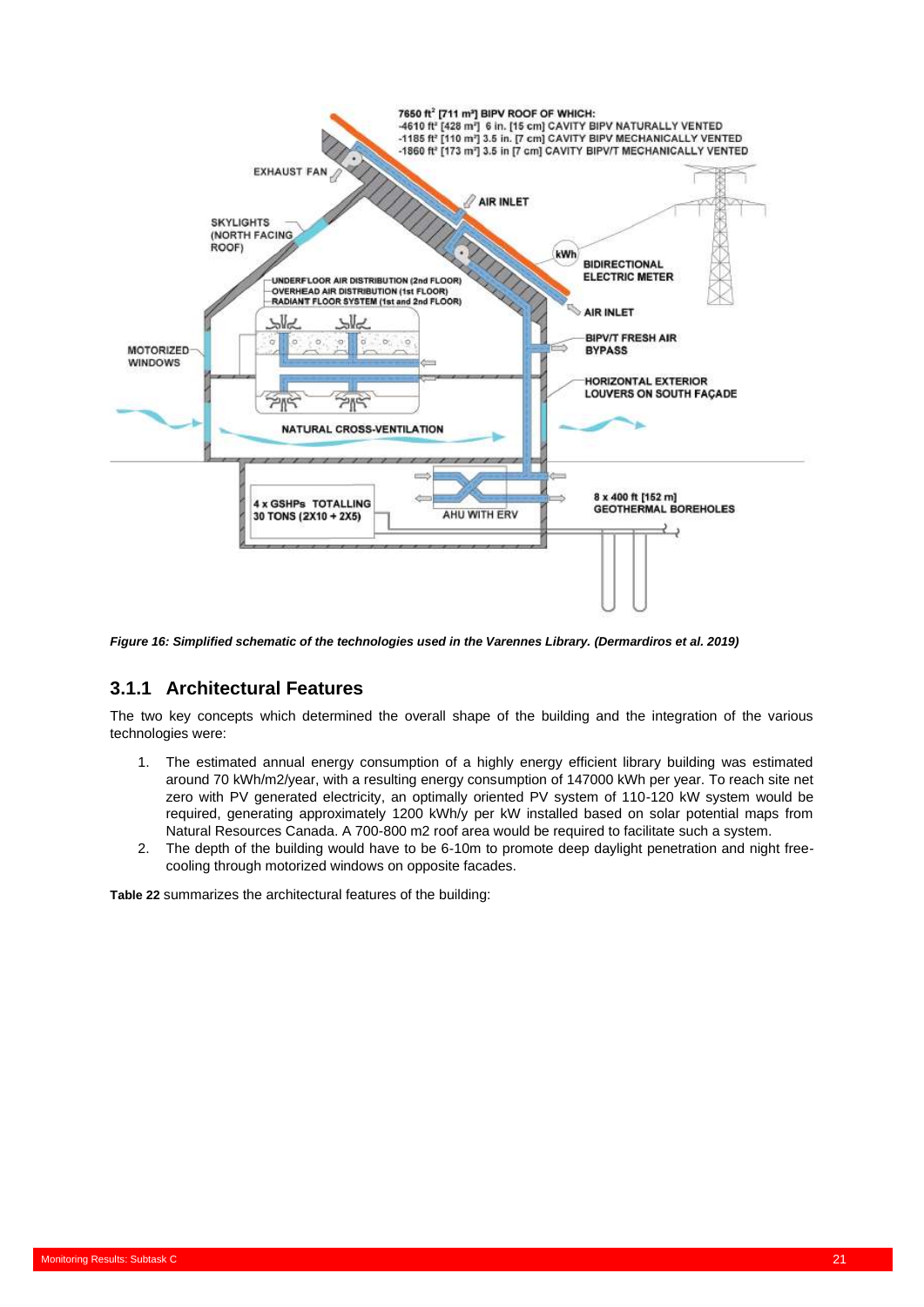*Figure 16: Simplified schematic of the technologies used in the Varennes Library. (Dermardiros et al. 2019)*

### 3.1.1 Architectural Features

The two key concepts which determined the overall shape of the building and the integration of the various technologies were:

1. The estimated annual energy consumption of a highly energy efficient library building was estimated around 70 kWh/m2/year, with a resulting energy consumption of 147000 kWh per year. To reach site net zero with PV generated electricity, an optimally oriented PV system of 110-120 kW system would be required, generating approximately 1200 kWh/y per kW installed based on solar potential maps from Natural Resources Canada. A 700-800 m2 roof area would be required to facilitate such a system.
2. The depth of the building would have to be 6-10m to promote deep daylight penetration and night free-cooling through motorized windows on opposite facades.

**Table 22** summarizes the architectural features of the building: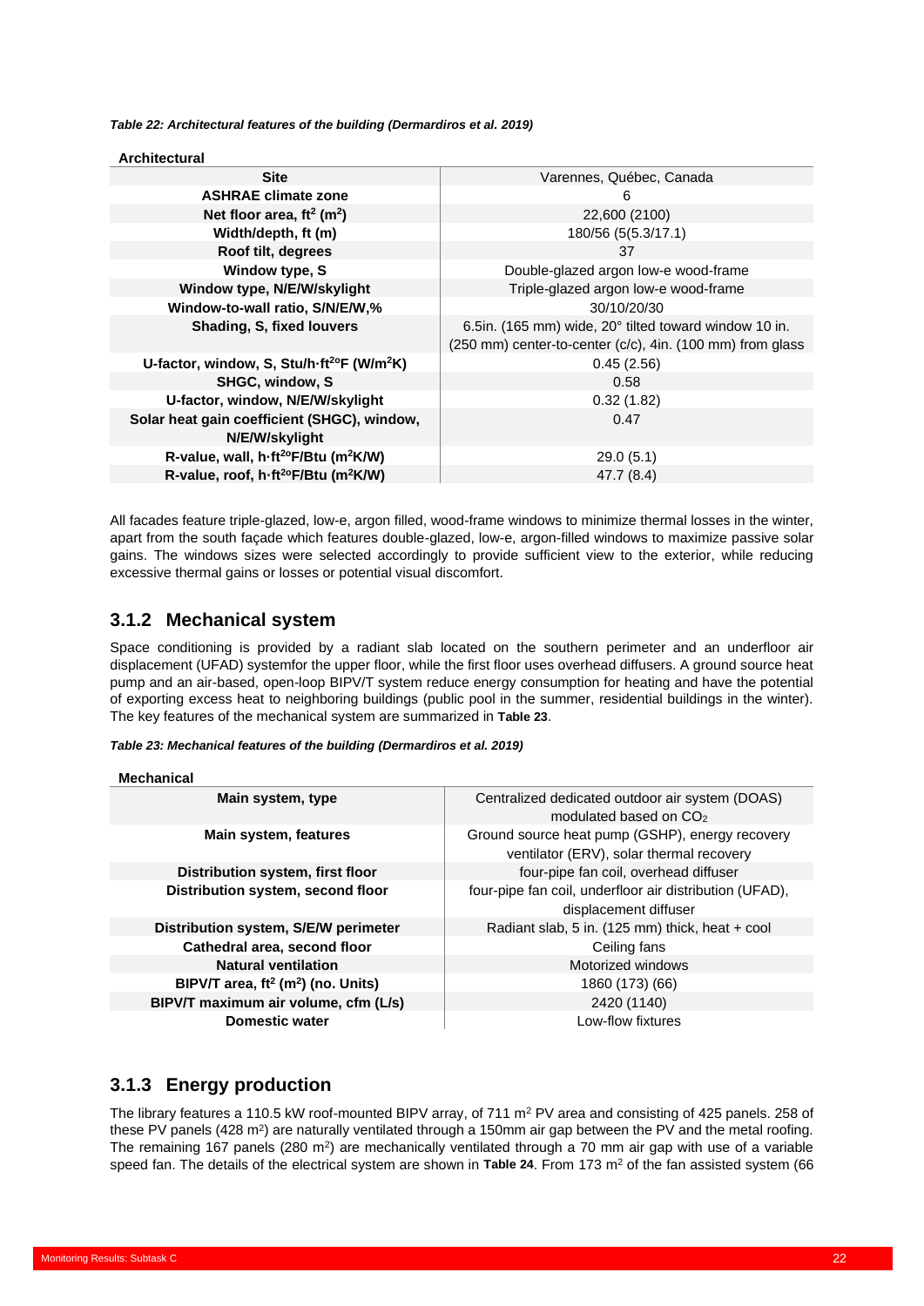*Table 22: Architectural features of the building (Dermardiros et al. 2019)*

| Architectural | |
|---|---|
| **Site** | Varennes, Québec, Canada |
| **ASHRAE climate zone** | 6 |
| **Net floor area, ft² (m²)** | 22,600 (2100) |
| **Width/depth, ft (m)** | 180/56 (5(5.3/17.1) |
| **Roof tilt, degrees** | 37 |
| **Window type, S** | Double-glazed argon low-e wood-frame |
| **Window type, N/E/W/skylight** | Triple-glazed argon low-e wood-frame |
| **Window-to-wall ratio, S/N/E/W,%** | 30/10/20/30 |
| **Shading, S, fixed louvers** | 6.5in. (165 mm) wide, 20° tilted toward window 10 in. (250 mm) center-to-center (c/c), 4in. (100 mm) from glass |
| **U-factor, window, S, Stu/h·ft²°F (W/m²K)** | 0.45 (2.56) |
| **SHGC, window, S** | 0.58 |
| **U-factor, window, N/E/W/skylight** | 0.32 (1.82) |
| **Solar heat gain coefficient (SHGC), window, N/E/W/skylight** | 0.47 |
| **R-value, wall, h·ft²°F/Btu (m²K/W)** | 29.0 (5.1) |
| **R-value, roof, h·ft²°F/Btu (m²K/W)** | 47.7 (8.4) |

All facades feature triple-glazed, low-e, argon filled, wood-frame windows to minimize thermal losses in the winter, apart from the south façade which features double-glazed, low-e, argon-filled windows to maximize passive solar gains. The windows sizes were selected accordingly to provide sufficient view to the exterior, while reducing excessive thermal gains or losses or potential visual discomfort.

## 3.1.2 Mechanical system

Space conditioning is provided by a radiant slab located on the southern perimeter and an underfloor air displacement (UFAD) systemfor the upper floor, while the first floor uses overhead diffusers. A ground source heat pump and an air-based, open-loop BIPV/T system reduce energy consumption for heating and have the potential of exporting excess heat to neighboring buildings (public pool in the summer, residential buildings in the winter). The key features of the mechanical system are summarized in **Table 23**.

*Table 23: Mechanical features of the building (Dermardiros et al. 2019)*

| Mechanical | |
|---|---|
| **Main system, type** | Centralized dedicated outdoor air system (DOAS) modulated based on $CO_2$ |
| **Main system, features** | Ground source heat pump (GSHP), energy recovery ventilator (ERV), solar thermal recovery |
| **Distribution system, first floor** | four-pipe fan coil, overhead diffuser |
| **Distribution system, second floor** | four-pipe fan coil, underfloor air distribution (UFAD), displacement diffuser |
| **Distribution system, S/E/W perimeter** | Radiant slab, 5 in. (125 mm) thick, heat + cool |
| **Cathedral area, second floor** | Ceiling fans |
| **Natural ventilation** | Motorized windows |
| **BIPV/T area, ft² (m²) (no. Units)** | 1860 (173) (66) |
| **BIPV/T maximum air volume, cfm (L/s)** | 2420 (1140) |
| **Domestic water** | Low-flow fixtures |

## 3.1.3 Energy production

The library features a 110.5 kW roof-mounted BIPV array, of 711 m² PV area and consisting of 425 panels. 258 of these PV panels (428 m²) are naturally ventilated through a 150mm air gap between the PV and the metal roofing. The remaining 167 panels (280 m²) are mechanically ventilated through a 70 mm air gap with use of a variable speed fan. The details of the electrical system are shown in **Table 24**. From 173 m² of the fan assisted system (66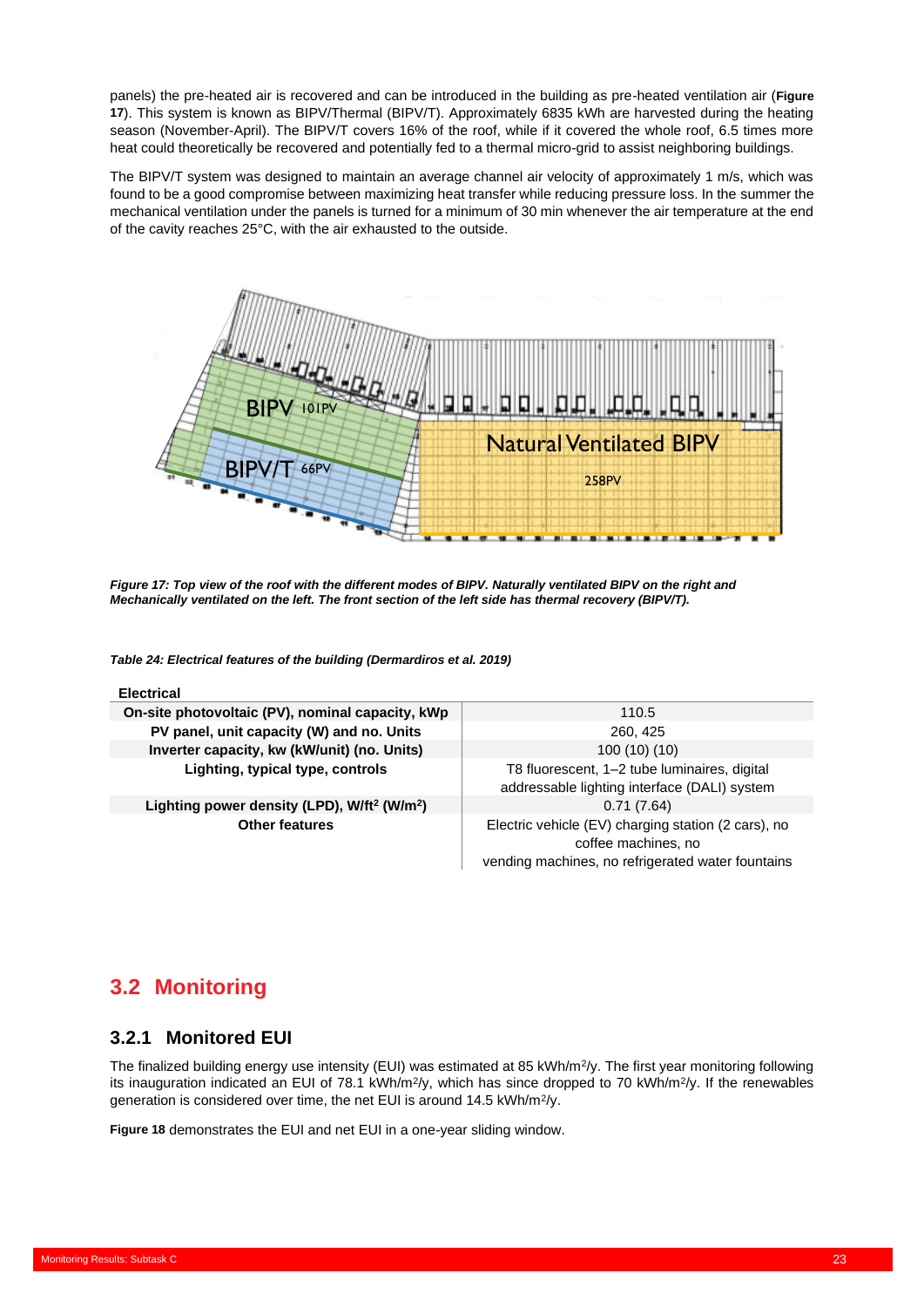panels) the pre-heated air is recovered and can be introduced in the building as pre-heated ventilation air (**Figure 17**). This system is known as BIPV/Thermal (BIPV/T). Approximately 6835 kWh are harvested during the heating season (November-April). The BIPV/T covers 16% of the roof, while if it covered the whole roof, 6.5 times more heat could theoretically be recovered and potentially fed to a thermal micro-grid to assist neighboring buildings.

The BIPV/T system was designed to maintain an average channel air velocity of approximately 1 m/s, which was found to be a good compromise between maximizing heat transfer while reducing pressure loss. In the summer the mechanical ventilation under the panels is turned for a minimum of 30 min whenever the air temperature at the end of the cavity reaches 25°C, with the air exhausted to the outside.

*Figure 17: Top view of the roof with the different modes of BIPV. Naturally ventilated BIPV on the right and Mechanically ventilated on the left. The front section of the left side has thermal recovery (BIPV/T).*

*Table 24: Electrical features of the building (Dermardiros et al. 2019)*

| Electrical | |
|---|---|
| **On-site photovoltaic (PV), nominal capacity, kWp** | 110.5 |
| **PV panel, unit capacity (W) and no. Units** | 260, 425 |
| **Inverter capacity, kw (kW/unit) (no. Units)** | 100 (10) (10) |
| **Lighting, typical type, controls** | T8 fluorescent, 1–2 tube luminaires, digital addressable lighting interface (DALI) system |
| **Lighting power density (LPD), W/ft² (W/m²)** | 0.71 (7.64) |
| **Other features** | Electric vehicle (EV) charging station (2 cars), no coffee machines, no vending machines, no refrigerated water fountains |

## 3.2 Monitoring

### 3.2.1 Monitored EUI

The finalized building energy use intensity (EUI) was estimated at 85 kWh/m²/y. The first year monitoring following its inauguration indicated an EUI of 78.1 kWh/m²/y, which has since dropped to 70 kWh/m²/y. If the renewables generation is considered over time, the net EUI is around 14.5 kWh/m²/y.

**Figure 18** demonstrates the EUI and net EUI in a one-year sliding window.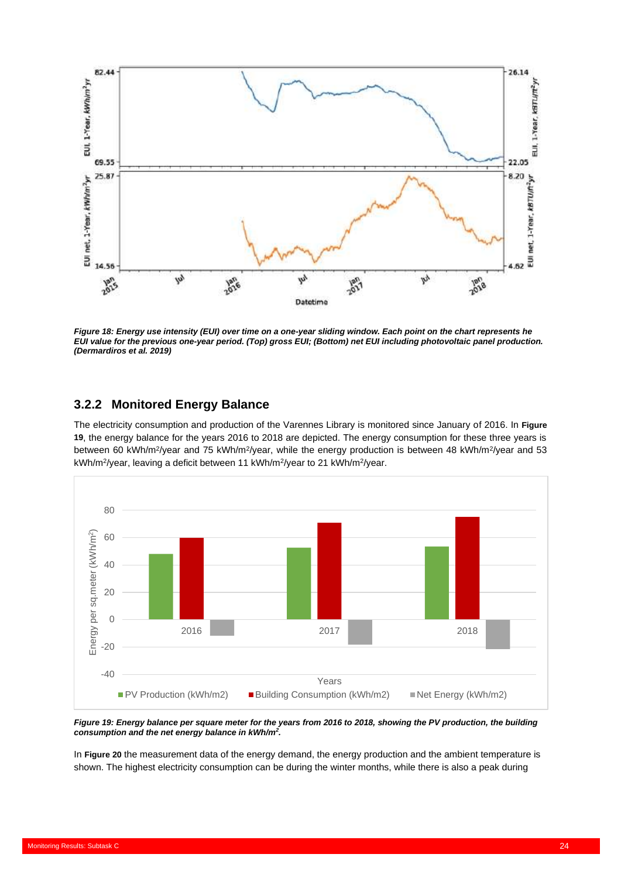*Figure 18: Energy use intensity (EUI) over time on a one-year sliding window. Each point on the chart represents he EUI value for the previous one-year period. (Top) gross EUI; (Bottom) net EUI including photovoltaic panel production. (Dermardiros et al. 2019)*

### 3.2.2 Monitored Energy Balance

The electricity consumption and production of the Varennes Library is monitored since January of 2016. In **Figure 19**, the energy balance for the years 2016 to 2018 are depicted. The energy consumption for these three years is between 60 kWh/m²/year and 75 kWh/m²/year, while the energy production is between 48 kWh/m²/year and 53 kWh/m²/year, leaving a deficit between 11 kWh/m²/year to 21 kWh/m²/year.

*Figure 19: Energy balance per square meter for the years from 2016 to 2018, showing the PV production, the building consumption and the net energy balance in kWh/m².*

In **Figure 20** the measurement data of the energy demand, the energy production and the ambient temperature is shown. The highest electricity consumption can be during the winter months, while there is also a peak during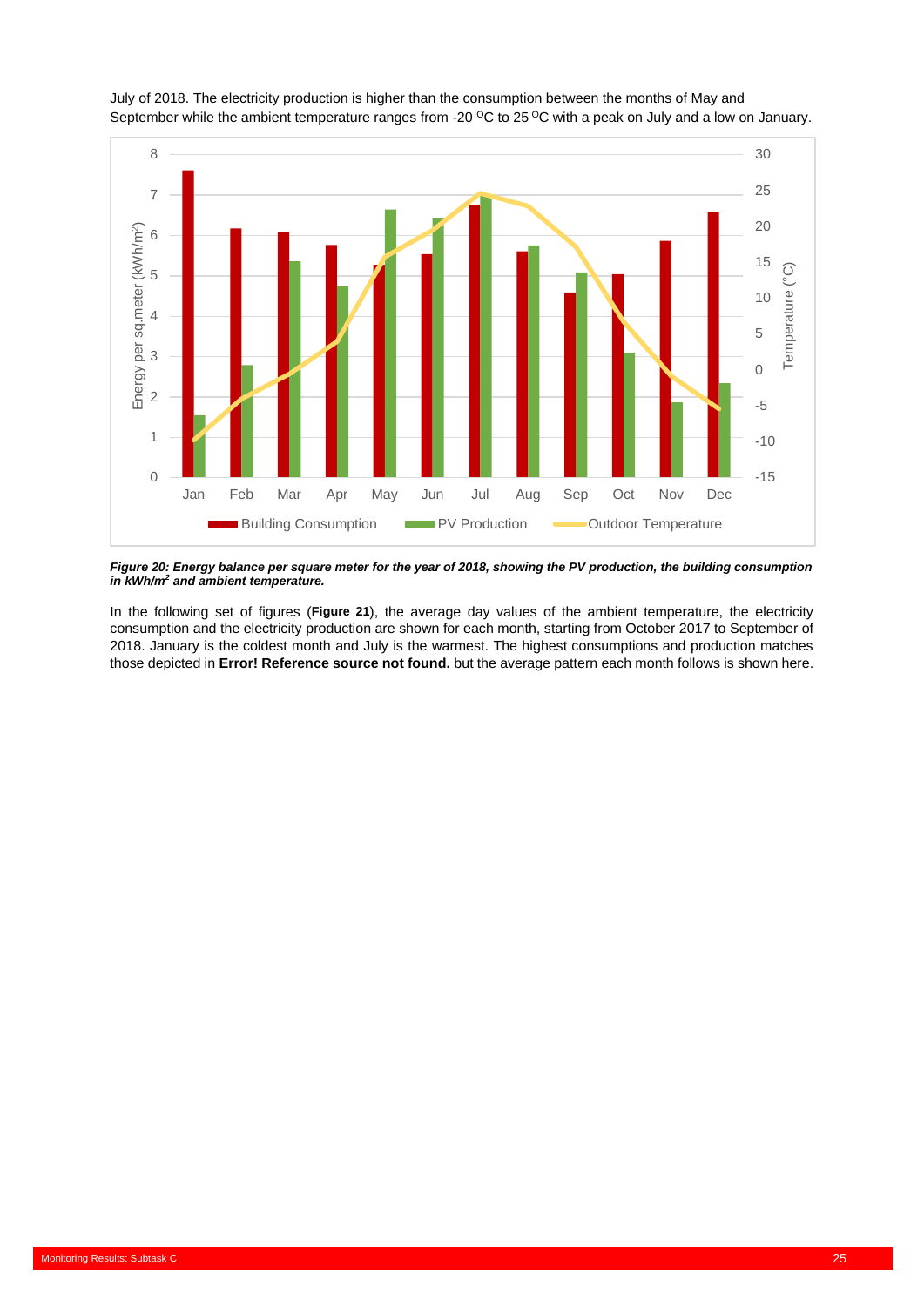July of 2018. The electricity production is higher than the consumption between the months of May and September while the ambient temperature ranges from -20 °C to 25 °C with a peak on July and a low on January.

***Figure 20: Energy balance per square meter for the year of 2018, showing the PV production, the building consumption in kWh/m² and ambient temperature.***

In the following set of figures (**Figure 21**), the average day values of the ambient temperature, the electricity consumption and the electricity production are shown for each month, starting from October 2017 to September of 2018. January is the coldest month and July is the warmest. The highest consumptions and production matches those depicted in **Error! Reference source not found.** but the average pattern each month follows is shown here.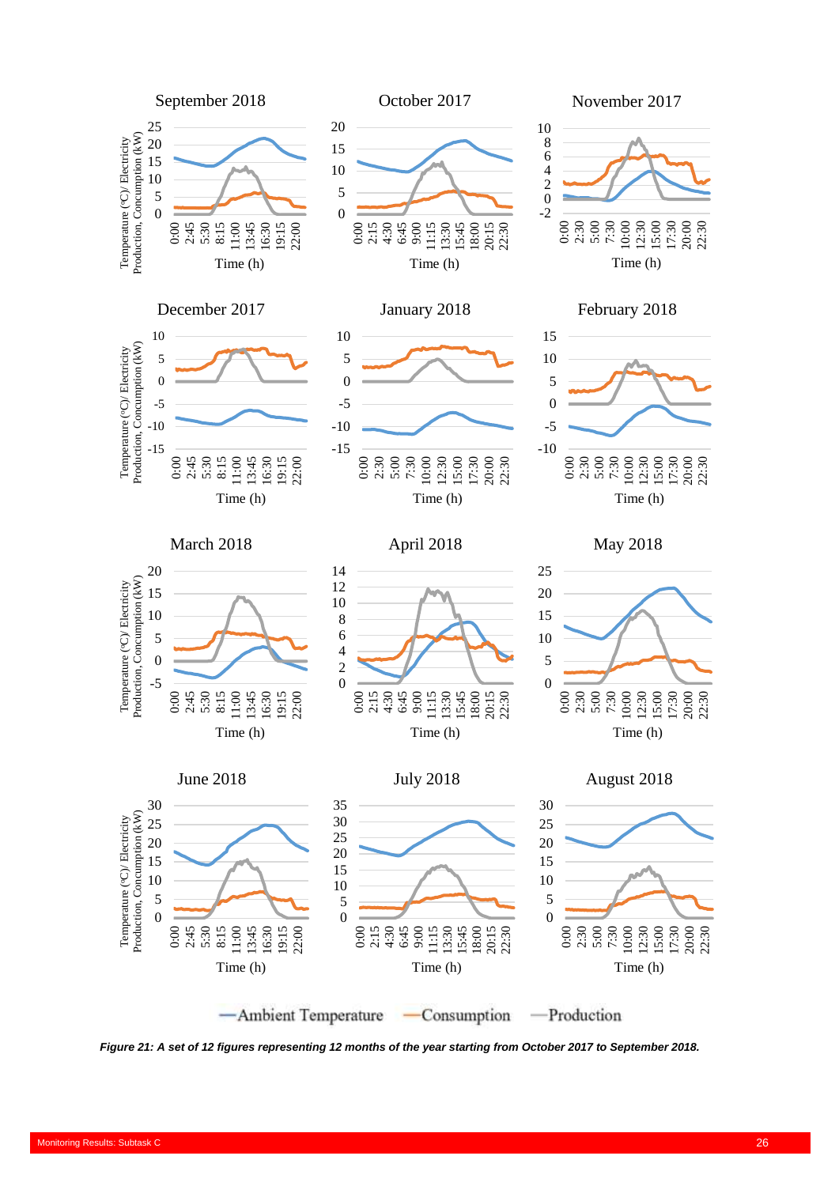*Figure 21: A set of 12 figures representing 12 months of the year starting from October 2017 to September 2018.*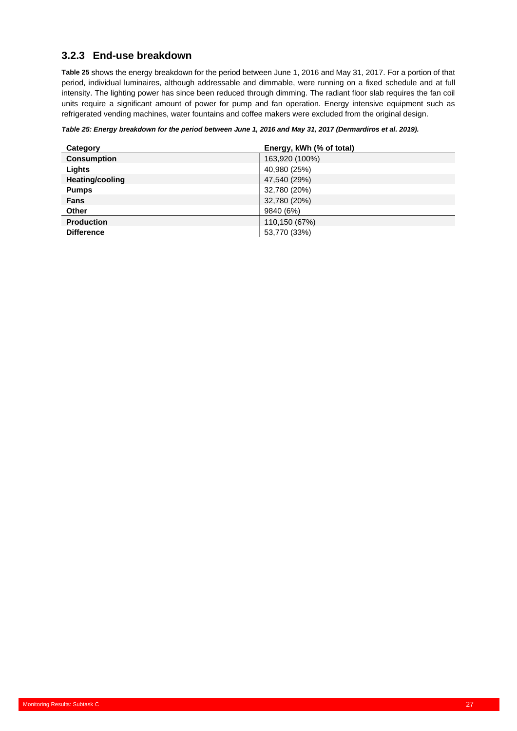### 3.2.3 End-use breakdown

**Table 25** shows the energy breakdown for the period between June 1, 2016 and May 31, 2017. For a portion of that period, individual luminaires, although addressable and dimmable, were running on a fixed schedule and at full intensity. The lighting power has since been reduced through dimming. The radiant floor slab requires the fan coil units require a significant amount of power for pump and fan operation. Energy intensive equipment such as refrigerated vending machines, water fountains and coffee makers were excluded from the original design.

***Table 25: Energy breakdown for the period between June 1, 2016 and May 31, 2017 (Dermardiros et al. 2019).***

| Category | Energy, kWh (% of total) |
|---|---|
| **Consumption** | 163,920 (100%) |
| **Lights** | 40,980 (25%) |
| **Heating/cooling** | 47,540 (29%) |
| **Pumps** | 32,780 (20%) |
| **Fans** | 32,780 (20%) |
| **Other** | 9840 (6%) |
| **Production** | 110,150 (67%) |
| **Difference** | 53,770 (33%) |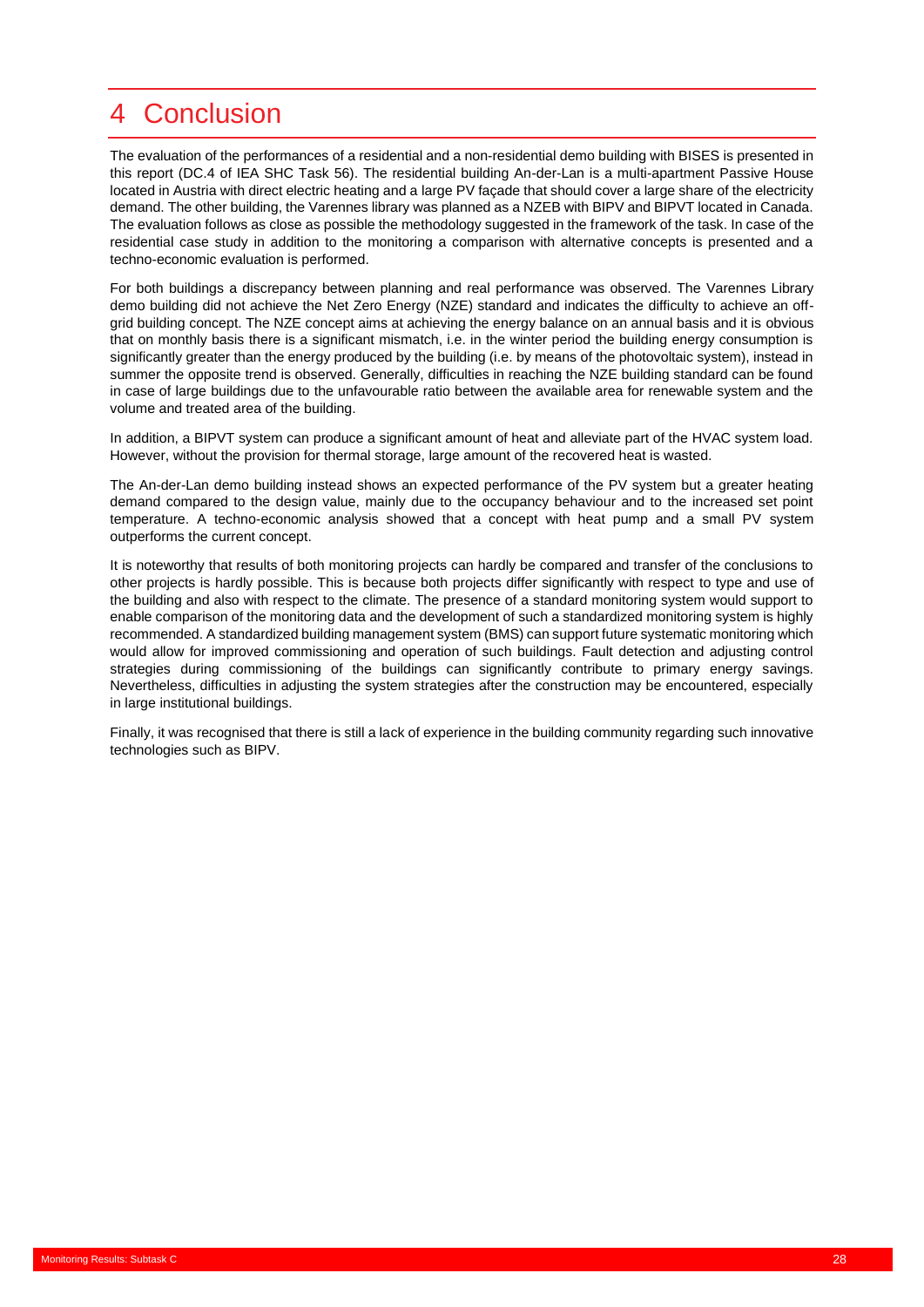# 4 Conclusion

The evaluation of the performances of a residential and a non-residential demo building with BISES is presented in this report (DC.4 of IEA SHC Task 56). The residential building An-der-Lan is a multi-apartment Passive House located in Austria with direct electric heating and a large PV façade that should cover a large share of the electricity demand. The other building, the Varennes library was planned as a NZEB with BIPV and BIPVT located in Canada. The evaluation follows as close as possible the methodology suggested in the framework of the task. In case of the residential case study in addition to the monitoring a comparison with alternative concepts is presented and a techno-economic evaluation is performed.

For both buildings a discrepancy between planning and real performance was observed. The Varennes Library demo building did not achieve the Net Zero Energy (NZE) standard and indicates the difficulty to achieve an off-grid building concept. The NZE concept aims at achieving the energy balance on an annual basis and it is obvious that on monthly basis there is a significant mismatch, i.e. in the winter period the building energy consumption is significantly greater than the energy produced by the building (i.e. by means of the photovoltaic system), instead in summer the opposite trend is observed. Generally, difficulties in reaching the NZE building standard can be found in case of large buildings due to the unfavourable ratio between the available area for renewable system and the volume and treated area of the building.

In addition, a BIPVT system can produce a significant amount of heat and alleviate part of the HVAC system load. However, without the provision for thermal storage, large amount of the recovered heat is wasted.

The An-der-Lan demo building instead shows an expected performance of the PV system but a greater heating demand compared to the design value, mainly due to the occupancy behaviour and to the increased set point temperature. A techno-economic analysis showed that a concept with heat pump and a small PV system outperforms the current concept.

It is noteworthy that results of both monitoring projects can hardly be compared and transfer of the conclusions to other projects is hardly possible. This is because both projects differ significantly with respect to type and use of the building and also with respect to the climate. The presence of a standard monitoring system would support to enable comparison of the monitoring data and the development of such a standardized monitoring system is highly recommended. A standardized building management system (BMS) can support future systematic monitoring which would allow for improved commissioning and operation of such buildings. Fault detection and adjusting control strategies during commissioning of the buildings can significantly contribute to primary energy savings. Nevertheless, difficulties in adjusting the system strategies after the construction may be encountered, especially in large institutional buildings.

Finally, it was recognised that there is still a lack of experience in the building community regarding such innovative technologies such as BIPV.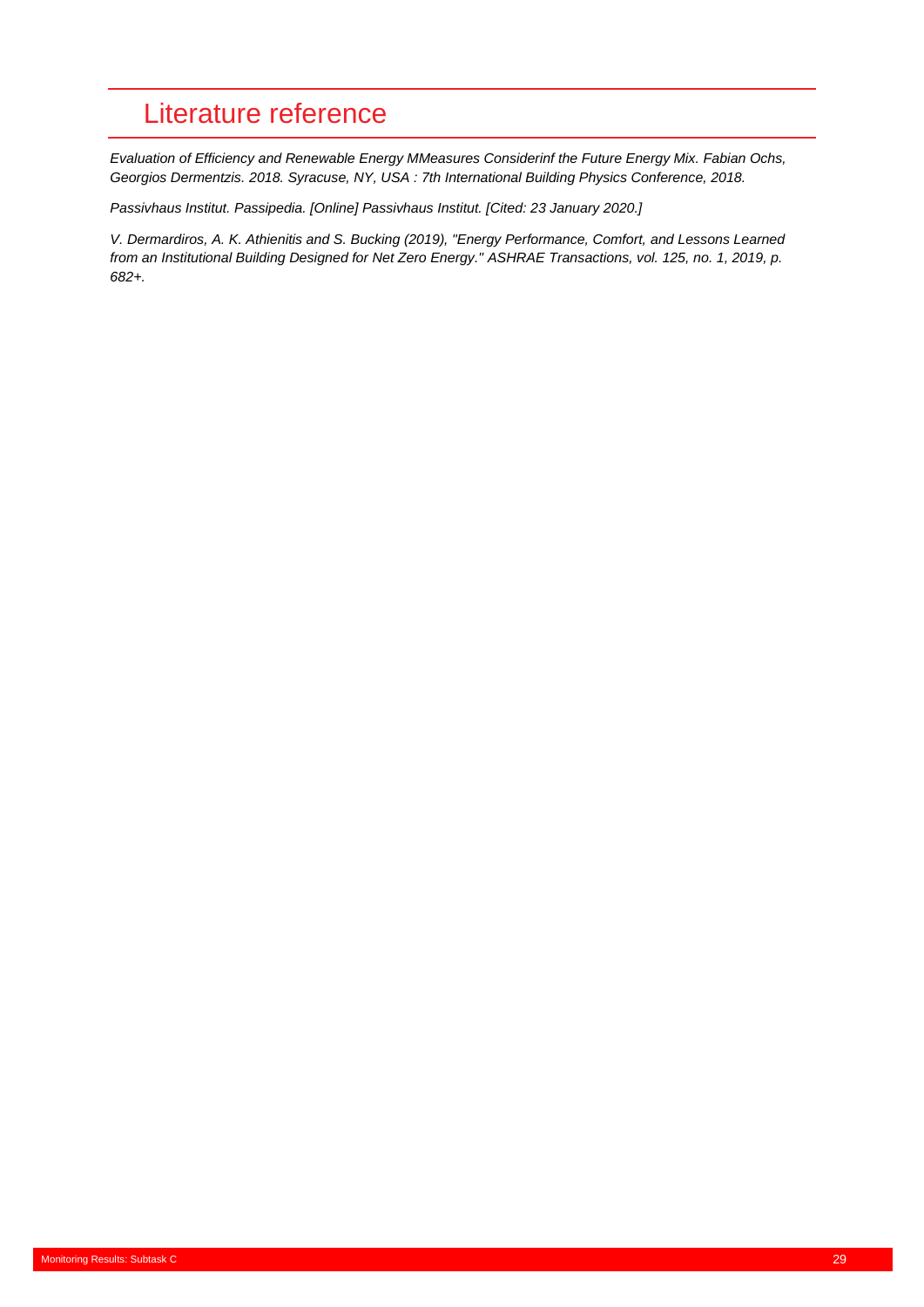# Literature reference

*Evaluation of Efficiency and Renewable Energy MMeasures Considerinf the Future Energy Mix. Fabian Ochs, Georgios Dermentzis. 2018. Syracuse, NY, USA : 7th International Building Physics Conference, 2018.*

*Passivhaus Institut. Passipedia. [Online] Passivhaus Institut. [Cited: 23 January 2020.]*

*V. Dermardiros, A. K. Athienitis and S. Bucking (2019), "Energy Performance, Comfort, and Lessons Learned from an Institutional Building Designed for Net Zero Energy." ASHRAE Transactions, vol. 125, no. 1, 2019, p. 682+.*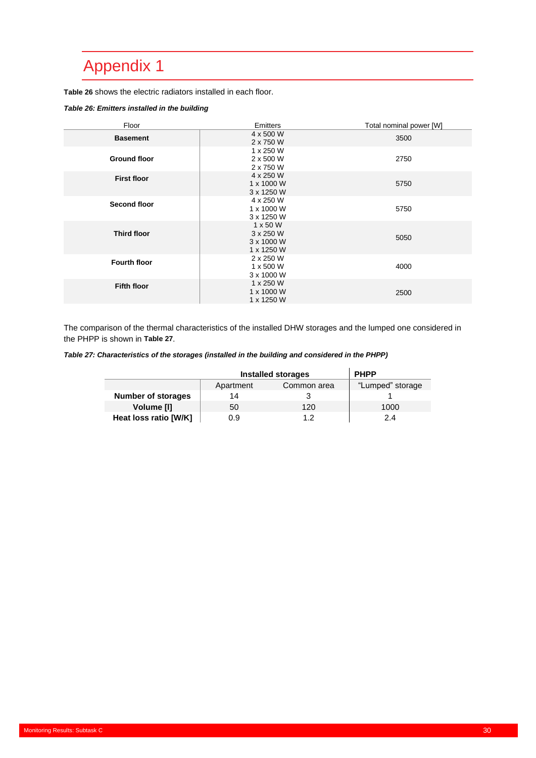# Appendix 1

**Table 26** shows the electric radiators installed in each floor.

***Table 26: Emitters installed in the building***

| Floor | Emitters | Total nominal power [W] |
|---|---|---|
| **Basement** | 4 x 500 W<br>2 x 750 W | 3500 |
| **Ground floor** | 1 x 250 W<br>2 x 500 W<br>2 x 750 W | 2750 |
| **First floor** | 4 x 250 W<br>1 x 1000 W<br>3 x 1250 W | 5750 |
| **Second floor** | 4 x 250 W<br>1 x 1000 W<br>3 x 1250 W | 5750 |
| **Third floor** | 1 x 50 W<br>3 x 250 W<br>3 x 1000 W<br>1 x 1250 W | 5050 |
| **Fourth floor** | 2 x 250 W<br>1 x 500 W<br>3 x 1000 W | 4000 |
| **Fifth floor** | 1 x 250 W<br>1 x 1000 W<br>1 x 1250 W | 2500 |

The comparison of the thermal characteristics of the installed DHW storages and the lumped one considered in the PHPP is shown in **Table 27**.

***Table 27: Characteristics of the storages (installed in the building and considered in the PHPP)***

| | **Installed storages** | | **PHPP** |
|---|---|---|---|
| | Apartment | Common area | "Lumped" storage |
| **Number of storages** | 14 | 3 | 1 |
| **Volume [l]** | 50 | 120 | 1000 |
| **Heat loss ratio [W/K]** | 0.9 | 1.2 | 2.4 |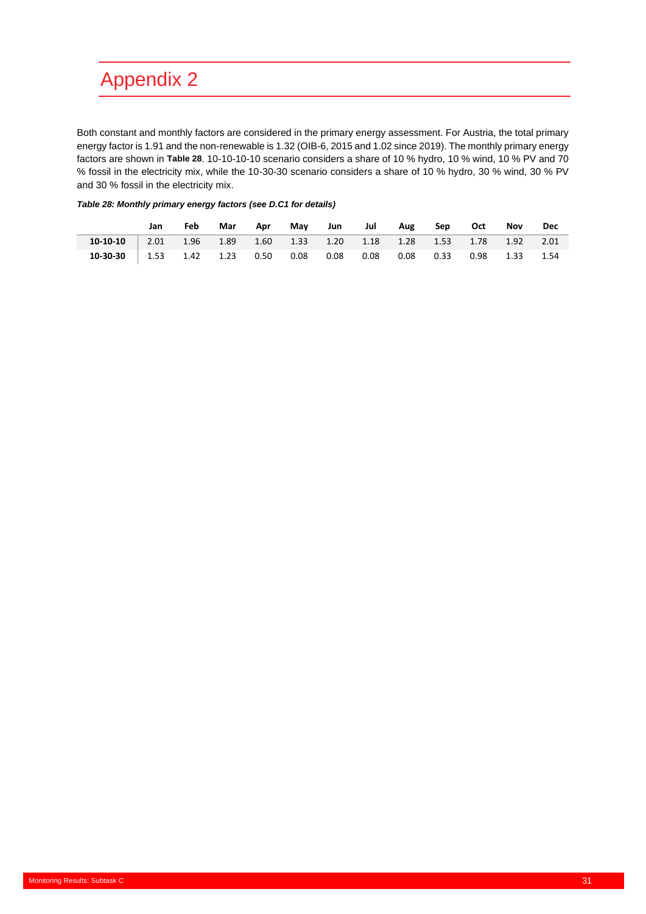# Appendix 2

Both constant and monthly factors are considered in the primary energy assessment. For Austria, the total primary energy factor is 1.91 and the non-renewable is 1.32 (OIB-6, 2015 and 1.02 since 2019). The monthly primary energy factors are shown in **Table 28**. 10-10-10-10 scenario considers a share of 10 % hydro, 10 % wind, 10 % PV and 70 % fossil in the electricity mix, while the 10-30-30 scenario considers a share of 10 % hydro, 30 % wind, 30 % PV and 30 % fossil in the electricity mix.

***Table 28: Monthly primary energy factors (see D.C1 for details)***

| | Jan | Feb | Mar | Apr | May | Jun | Jul | Aug | Sep | Oct | Nov | Dec |
|---|---|---|---|---|---|---|---|---|---|---|---|---|
| **10-10-10** | 2.01 | 1.96 | 1.89 | 1.60 | 1.33 | 1.20 | 1.18 | 1.28 | 1.53 | 1.78 | 1.92 | 2.01 |
| **10-30-30** | 1.53 | 1.42 | 1.23 | 0.50 | 0.08 | 0.08 | 0.08 | 0.08 | 0.33 | 0.98 | 1.33 | 1.54 |